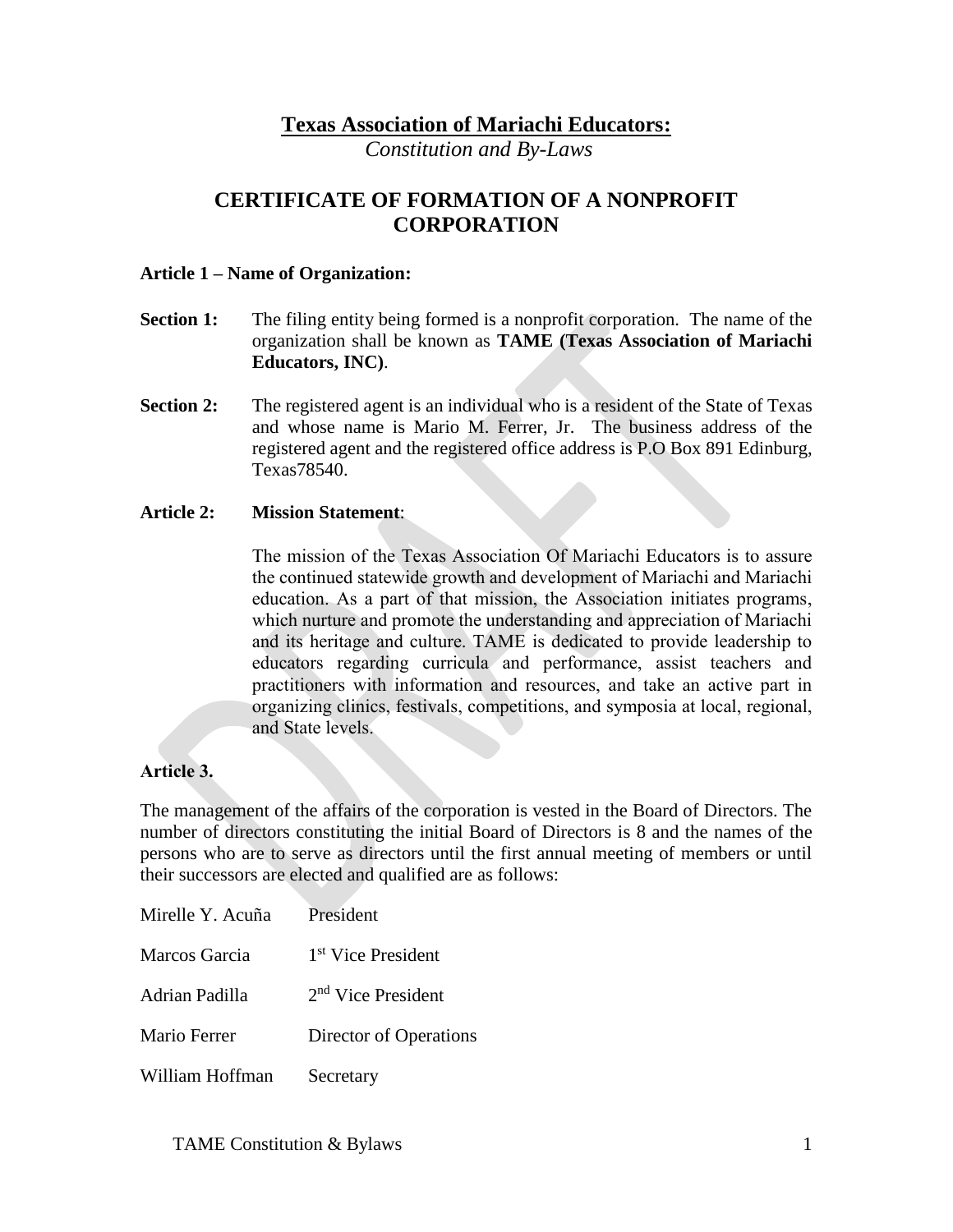# **Texas Association of Mariachi Educators:**

*Constitution and By-Laws*

## CERTIFICATE OF FORMATION OF A NONPROFIT CORPORATION

### Article 1 – Name of Organization:

**Section 1:** The filing entity being formed is a nonprofit corporation. The name of the organization shall be known as **TAME (Texas Association of Mariachi Educators, INC)**.

**Section 2:** The registered agent is an individual who is a resident of the State of Texas and whose name is Mario M. Ferrer, Jr. The business address of the registered agent and the registered office address is P.O Box 891 Edinburg, Texas78540.

### Article 2: Mission Statement:

The mission of the Texas Association Of Mariachi Educators is to assure the continued statewide growth and development of Mariachi and Mariachi education. As a part of that mission, the Association initiates programs, which nurture and promote the understanding and appreciation of Mariachi and its heritage and culture. TAME is dedicated to provide leadership to educators regarding curricula and performance, assist teachers and practitioners with information and resources, and take an active part in organizing clinics, festivals, competitions, and symposia at local, regional, and State levels.

### Article 3.

The management of the affairs of the corporation is vested in the Board of Directors. The number of directors constituting the initial Board of Directors is 8 and the names of the persons who are to serve as directors until the first annual meeting of members or until their successors are elected and qualified are as follows:

| | |
|---|---|
| Mirelle Y. Acuña | President |
| Marcos Garcia | 1st Vice President |
| Adrian Padilla | 2nd Vice President |
| Mario Ferrer | Director of Operations |
| William Hoffman | Secretary |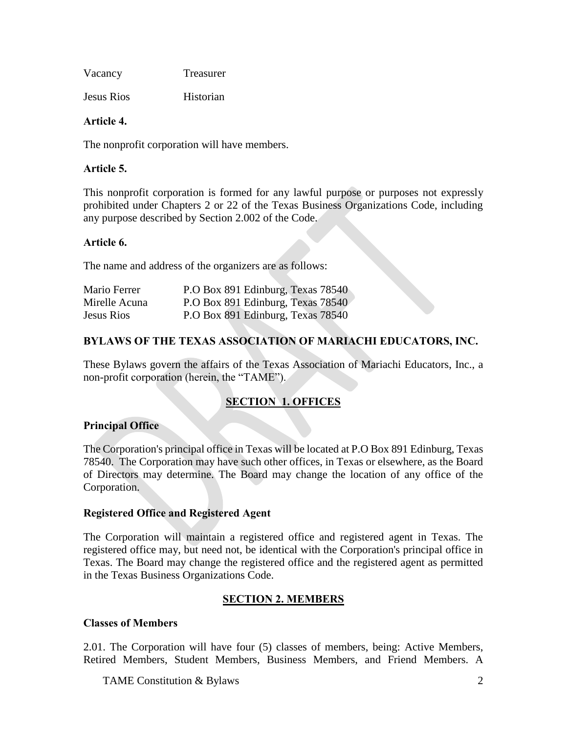| | |
|---|---|
| Vacancy | Treasurer |
| Jesus Rios | Historian |

**Article 4.**

The nonprofit corporation will have members.

**Article 5.**

This nonprofit corporation is formed for any lawful purpose or purposes not expressly prohibited under Chapters 2 or 22 of the Texas Business Organizations Code, including any purpose described by Section 2.002 of the Code.

**Article 6.**

The name and address of the organizers are as follows:

| | |
|---|---|
| Mario Ferrer | P.O Box 891 Edinburg, Texas 78540 |
| Mirelle Acuna | P.O Box 891 Edinburg, Texas 78540 |
| Jesus Rios | P.O Box 891 Edinburg, Texas 78540 |

## BYLAWS OF THE TEXAS ASSOCIATION OF MARIACHI EDUCATORS, INC.

These Bylaws govern the affairs of the Texas Association of Mariachi Educators, Inc., a non-profit corporation (herein, the "TAME").

## SECTION 1. OFFICES

**Principal Office**

The Corporation's principal office in Texas will be located at P.O Box 891 Edinburg, Texas 78540. The Corporation may have such other offices, in Texas or elsewhere, as the Board of Directors may determine. The Board may change the location of any office of the Corporation.

**Registered Office and Registered Agent**

The Corporation will maintain a registered office and registered agent in Texas. The registered office may, but need not, be identical with the Corporation's principal office in Texas. The Board may change the registered office and the registered agent as permitted in the Texas Business Organizations Code.

## SECTION 2. MEMBERS

**Classes of Members**

2.01. The Corporation will have four (5) classes of members, being: Active Members, Retired Members, Student Members, Business Members, and Friend Members. A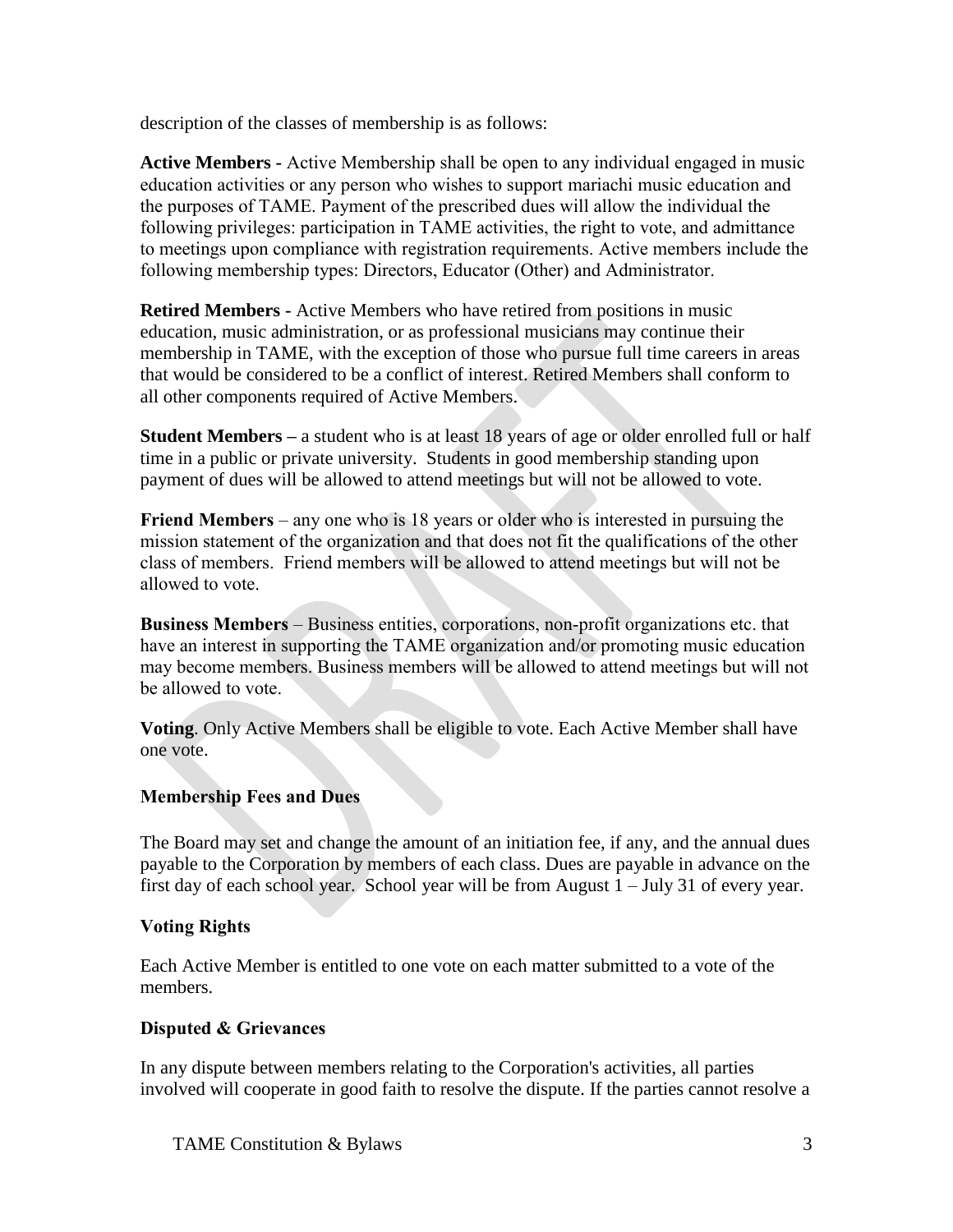description of the classes of membership is as follows:

**Active Members -** Active Membership shall be open to any individual engaged in music education activities or any person who wishes to support mariachi music education and the purposes of TAME. Payment of the prescribed dues will allow the individual the following privileges: participation in TAME activities, the right to vote, and admittance to meetings upon compliance with registration requirements. Active members include the following membership types: Directors, Educator (Other) and Administrator.

**Retired Members -** Active Members who have retired from positions in music education, music administration, or as professional musicians may continue their membership in TAME, with the exception of those who pursue full time careers in areas that would be considered to be a conflict of interest. Retired Members shall conform to all other components required of Active Members.

**Student Members –** a student who is at least 18 years of age or older enrolled full or half time in a public or private university. Students in good membership standing upon payment of dues will be allowed to attend meetings but will not be allowed to vote.

**Friend Members** – any one who is 18 years or older who is interested in pursuing the mission statement of the organization and that does not fit the qualifications of the other class of members. Friend members will be allowed to attend meetings but will not be allowed to vote.

**Business Members** – Business entities, corporations, non-profit organizations etc. that have an interest in supporting the TAME organization and/or promoting music education may become members. Business members will be allowed to attend meetings but will not be allowed to vote.

**Voting**. Only Active Members shall be eligible to vote. Each Active Member shall have one vote.

### Membership Fees and Dues

The Board may set and change the amount of an initiation fee, if any, and the annual dues payable to the Corporation by members of each class. Dues are payable in advance on the first day of each school year. School year will be from August 1 – July 31 of every year.

### Voting Rights

Each Active Member is entitled to one vote on each matter submitted to a vote of the members.

### Disputed & Grievances

In any dispute between members relating to the Corporation's activities, all parties involved will cooperate in good faith to resolve the dispute. If the parties cannot resolve a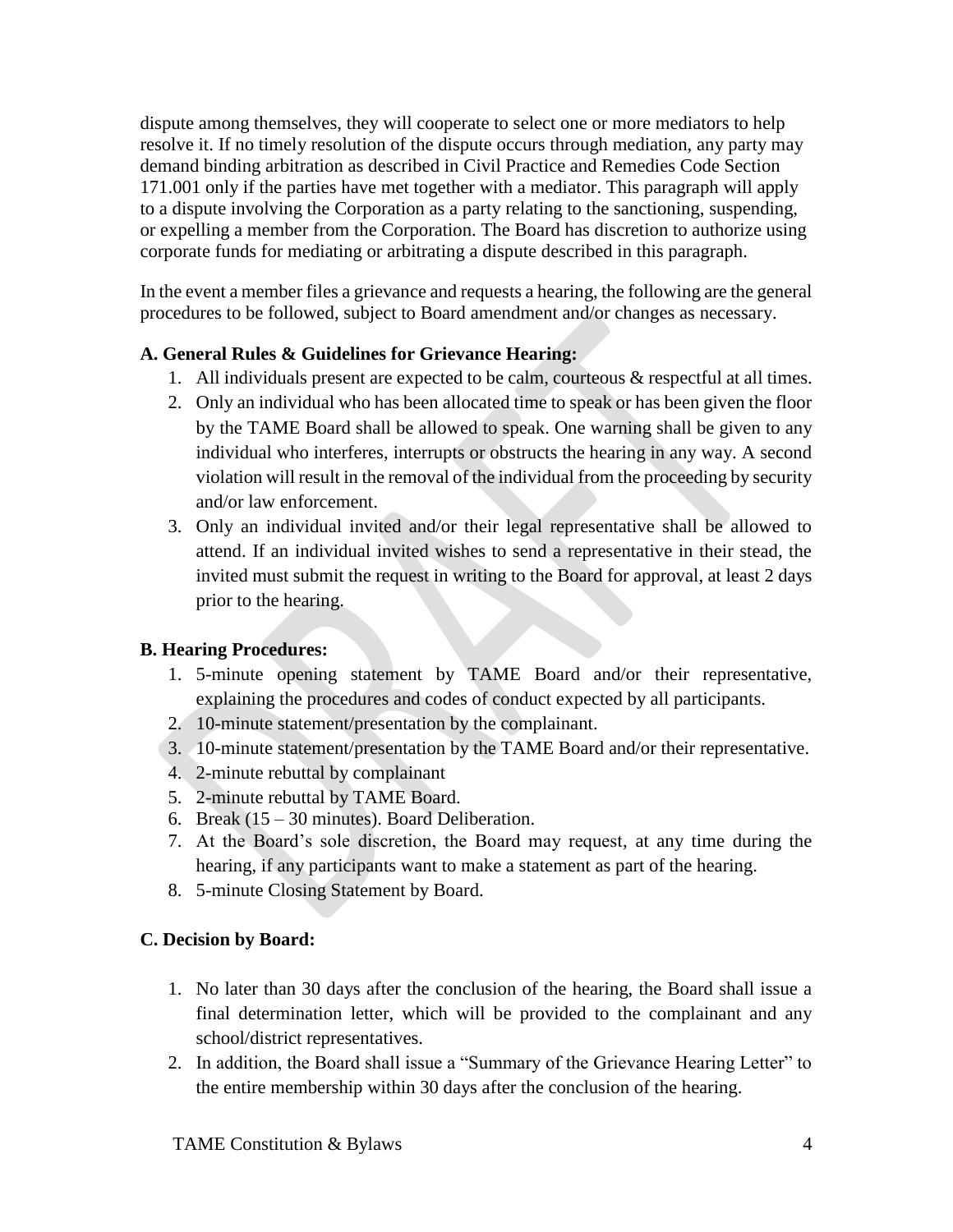dispute among themselves, they will cooperate to select one or more mediators to help resolve it. If no timely resolution of the dispute occurs through mediation, any party may demand binding arbitration as described in Civil Practice and Remedies Code Section 171.001 only if the parties have met together with a mediator. This paragraph will apply to a dispute involving the Corporation as a party relating to the sanctioning, suspending, or expelling a member from the Corporation. The Board has discretion to authorize using corporate funds for mediating or arbitrating a dispute described in this paragraph.

In the event a member files a grievance and requests a hearing, the following are the general procedures to be followed, subject to Board amendment and/or changes as necessary.

**A. General Rules & Guidelines for Grievance Hearing:**

1. All individuals present are expected to be calm, courteous & respectful at all times.
2. Only an individual who has been allocated time to speak or has been given the floor by the TAME Board shall be allowed to speak. One warning shall be given to any individual who interferes, interrupts or obstructs the hearing in any way. A second violation will result in the removal of the individual from the proceeding by security and/or law enforcement.
3. Only an individual invited and/or their legal representative shall be allowed to attend. If an individual invited wishes to send a representative in their stead, the invited must submit the request in writing to the Board for approval, at least 2 days prior to the hearing.

**B. Hearing Procedures:**

1. 5-minute opening statement by TAME Board and/or their representative, explaining the procedures and codes of conduct expected by all participants.
2. 10-minute statement/presentation by the complainant.
3. 10-minute statement/presentation by the TAME Board and/or their representative.
4. 2-minute rebuttal by complainant
5. 2-minute rebuttal by TAME Board.
6. Break (15 – 30 minutes). Board Deliberation.
7. At the Board's sole discretion, the Board may request, at any time during the hearing, if any participants want to make a statement as part of the hearing.
8. 5-minute Closing Statement by Board.

**C. Decision by Board:**

1. No later than 30 days after the conclusion of the hearing, the Board shall issue a final determination letter, which will be provided to the complainant and any school/district representatives.
2. In addition, the Board shall issue a "Summary of the Grievance Hearing Letter" to the entire membership within 30 days after the conclusion of the hearing.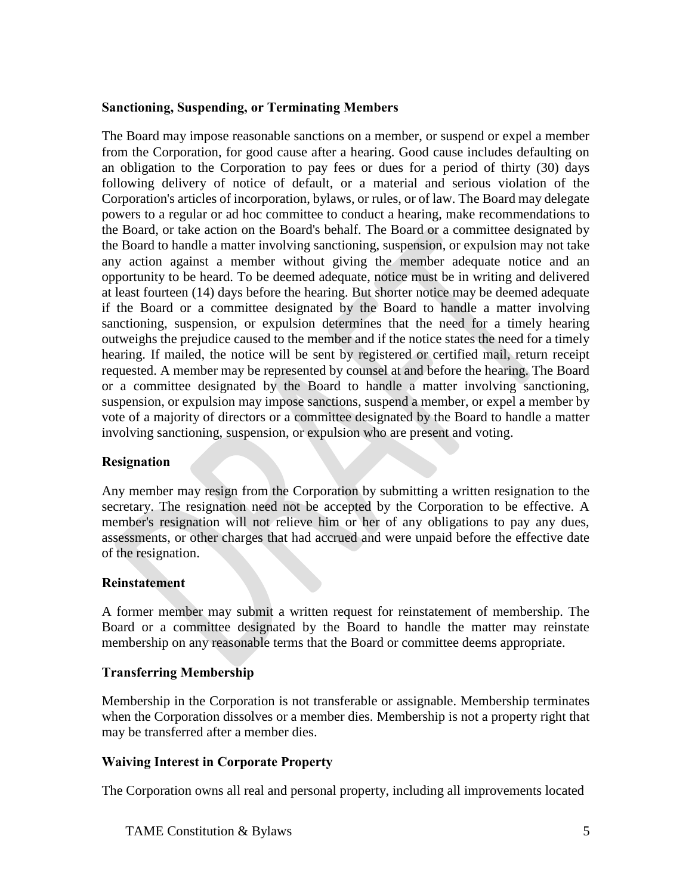### Sanctioning, Suspending, or Terminating Members

The Board may impose reasonable sanctions on a member, or suspend or expel a member from the Corporation, for good cause after a hearing. Good cause includes defaulting on an obligation to the Corporation to pay fees or dues for a period of thirty (30) days following delivery of notice of default, or a material and serious violation of the Corporation's articles of incorporation, bylaws, or rules, or of law. The Board may delegate powers to a regular or ad hoc committee to conduct a hearing, make recommendations to the Board, or take action on the Board's behalf. The Board or a committee designated by the Board to handle a matter involving sanctioning, suspension, or expulsion may not take any action against a member without giving the member adequate notice and an opportunity to be heard. To be deemed adequate, notice must be in writing and delivered at least fourteen (14) days before the hearing. But shorter notice may be deemed adequate if the Board or a committee designated by the Board to handle a matter involving sanctioning, suspension, or expulsion determines that the need for a timely hearing outweighs the prejudice caused to the member and if the notice states the need for a timely hearing. If mailed, the notice will be sent by registered or certified mail, return receipt requested. A member may be represented by counsel at and before the hearing. The Board or a committee designated by the Board to handle a matter involving sanctioning, suspension, or expulsion may impose sanctions, suspend a member, or expel a member by vote of a majority of directors or a committee designated by the Board to handle a matter involving sanctioning, suspension, or expulsion who are present and voting.

### Resignation

Any member may resign from the Corporation by submitting a written resignation to the secretary. The resignation need not be accepted by the Corporation to be effective. A member's resignation will not relieve him or her of any obligations to pay any dues, assessments, or other charges that had accrued and were unpaid before the effective date of the resignation.

### Reinstatement

A former member may submit a written request for reinstatement of membership. The Board or a committee designated by the Board to handle the matter may reinstate membership on any reasonable terms that the Board or committee deems appropriate.

### Transferring Membership

Membership in the Corporation is not transferable or assignable. Membership terminates when the Corporation dissolves or a member dies. Membership is not a property right that may be transferred after a member dies.

### Waiving Interest in Corporate Property

The Corporation owns all real and personal property, including all improvements located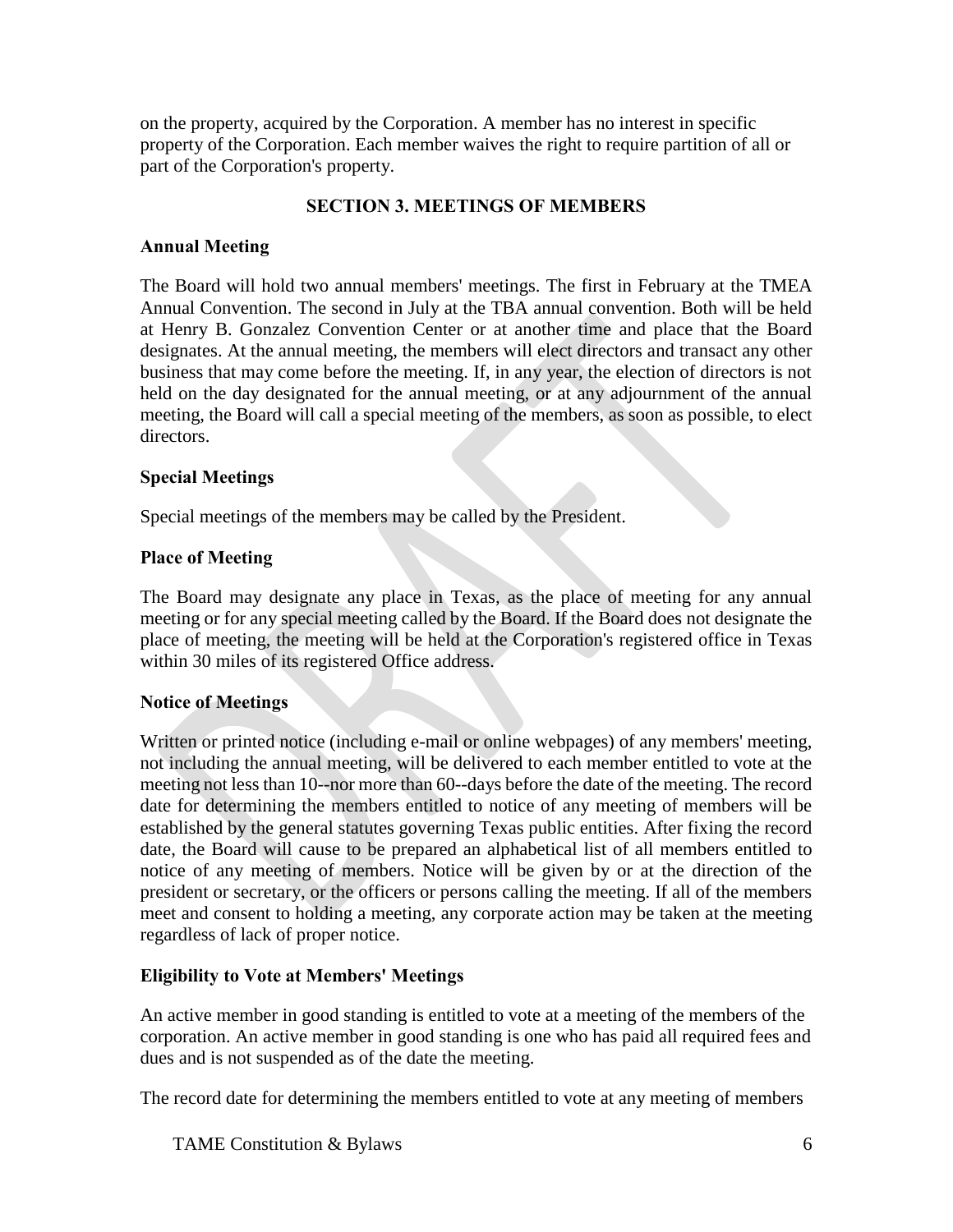on the property, acquired by the Corporation. A member has no interest in specific property of the Corporation. Each member waives the right to require partition of all or part of the Corporation's property.

## SECTION 3. MEETINGS OF MEMBERS

### Annual Meeting

The Board will hold two annual members' meetings. The first in February at the TMEA Annual Convention. The second in July at the TBA annual convention. Both will be held at Henry B. Gonzalez Convention Center or at another time and place that the Board designates. At the annual meeting, the members will elect directors and transact any other business that may come before the meeting. If, in any year, the election of directors is not held on the day designated for the annual meeting, or at any adjournment of the annual meeting, the Board will call a special meeting of the members, as soon as possible, to elect directors.

### Special Meetings

Special meetings of the members may be called by the President.

### Place of Meeting

The Board may designate any place in Texas, as the place of meeting for any annual meeting or for any special meeting called by the Board. If the Board does not designate the place of meeting, the meeting will be held at the Corporation's registered office in Texas within 30 miles of its registered Office address.

### Notice of Meetings

Written or printed notice (including e-mail or online webpages) of any members' meeting, not including the annual meeting, will be delivered to each member entitled to vote at the meeting not less than 10--nor more than 60--days before the date of the meeting. The record date for determining the members entitled to notice of any meeting of members will be established by the general statutes governing Texas public entities. After fixing the record date, the Board will cause to be prepared an alphabetical list of all members entitled to notice of any meeting of members. Notice will be given by or at the direction of the president or secretary, or the officers or persons calling the meeting. If all of the members meet and consent to holding a meeting, any corporate action may be taken at the meeting regardless of lack of proper notice.

### Eligibility to Vote at Members' Meetings

An active member in good standing is entitled to vote at a meeting of the members of the corporation. An active member in good standing is one who has paid all required fees and dues and is not suspended as of the date the meeting.

The record date for determining the members entitled to vote at any meeting of members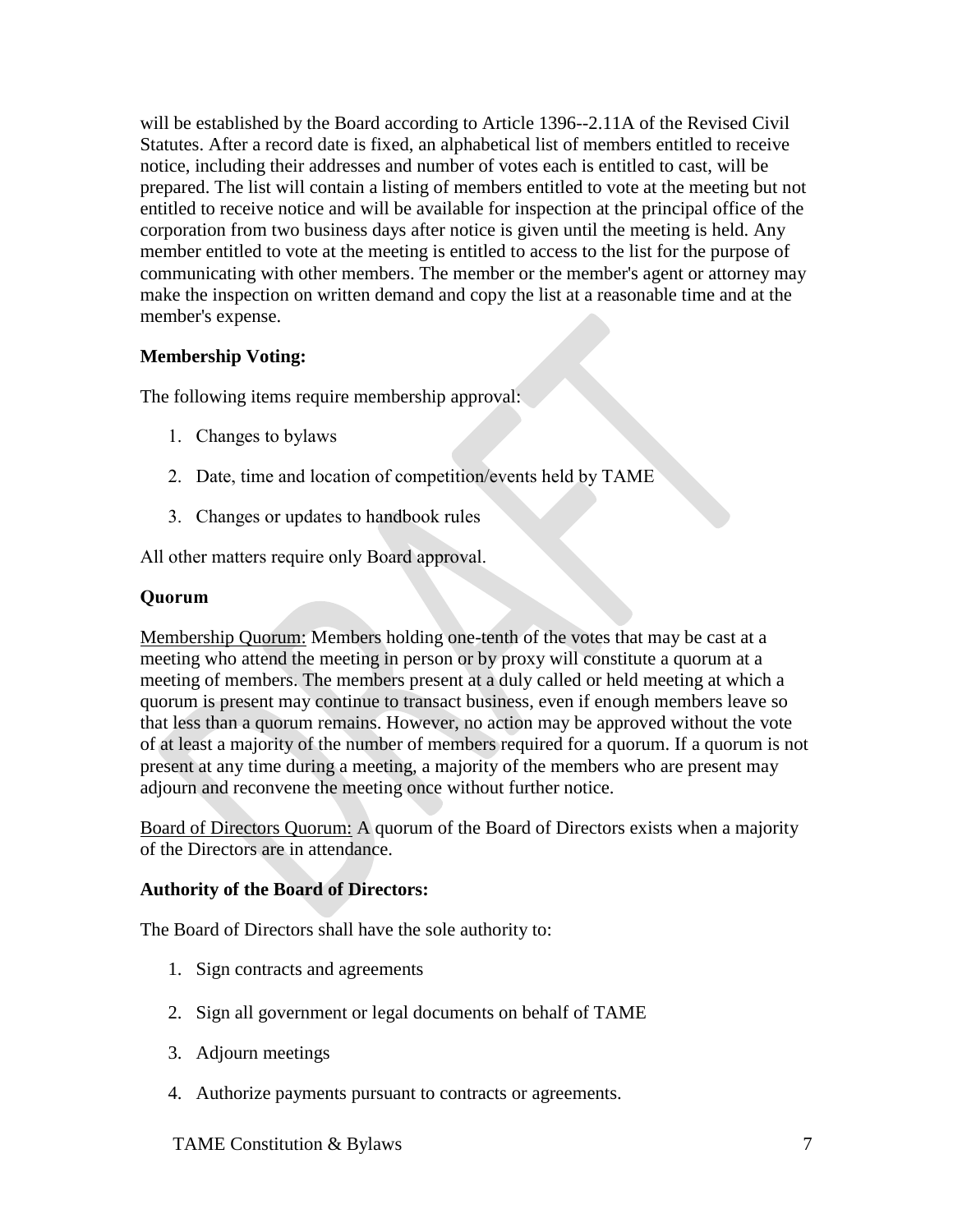will be established by the Board according to Article 1396--2.11A of the Revised Civil Statutes. After a record date is fixed, an alphabetical list of members entitled to receive notice, including their addresses and number of votes each is entitled to cast, will be prepared. The list will contain a listing of members entitled to vote at the meeting but not entitled to receive notice and will be available for inspection at the principal office of the corporation from two business days after notice is given until the meeting is held. Any member entitled to vote at the meeting is entitled to access to the list for the purpose of communicating with other members. The member or the member's agent or attorney may make the inspection on written demand and copy the list at a reasonable time and at the member's expense.

**Membership Voting:**

The following items require membership approval:

1. Changes to bylaws
2. Date, time and location of competition/events held by TAME
3. Changes or updates to handbook rules

All other matters require only Board approval.

**Quorum**

<u>Membership Quorum:</u> Members holding one-tenth of the votes that may be cast at a meeting who attend the meeting in person or by proxy will constitute a quorum at a meeting of members. The members present at a duly called or held meeting at which a quorum is present may continue to transact business, even if enough members leave so that less than a quorum remains. However, no action may be approved without the vote of at least a majority of the number of members required for a quorum. If a quorum is not present at any time during a meeting, a majority of the members who are present may adjourn and reconvene the meeting once without further notice.

<u>Board of Directors Quorum:</u> A quorum of the Board of Directors exists when a majority of the Directors are in attendance.

**Authority of the Board of Directors:**

The Board of Directors shall have the sole authority to:

1. Sign contracts and agreements
2. Sign all government or legal documents on behalf of TAME
3. Adjourn meetings
4. Authorize payments pursuant to contracts or agreements.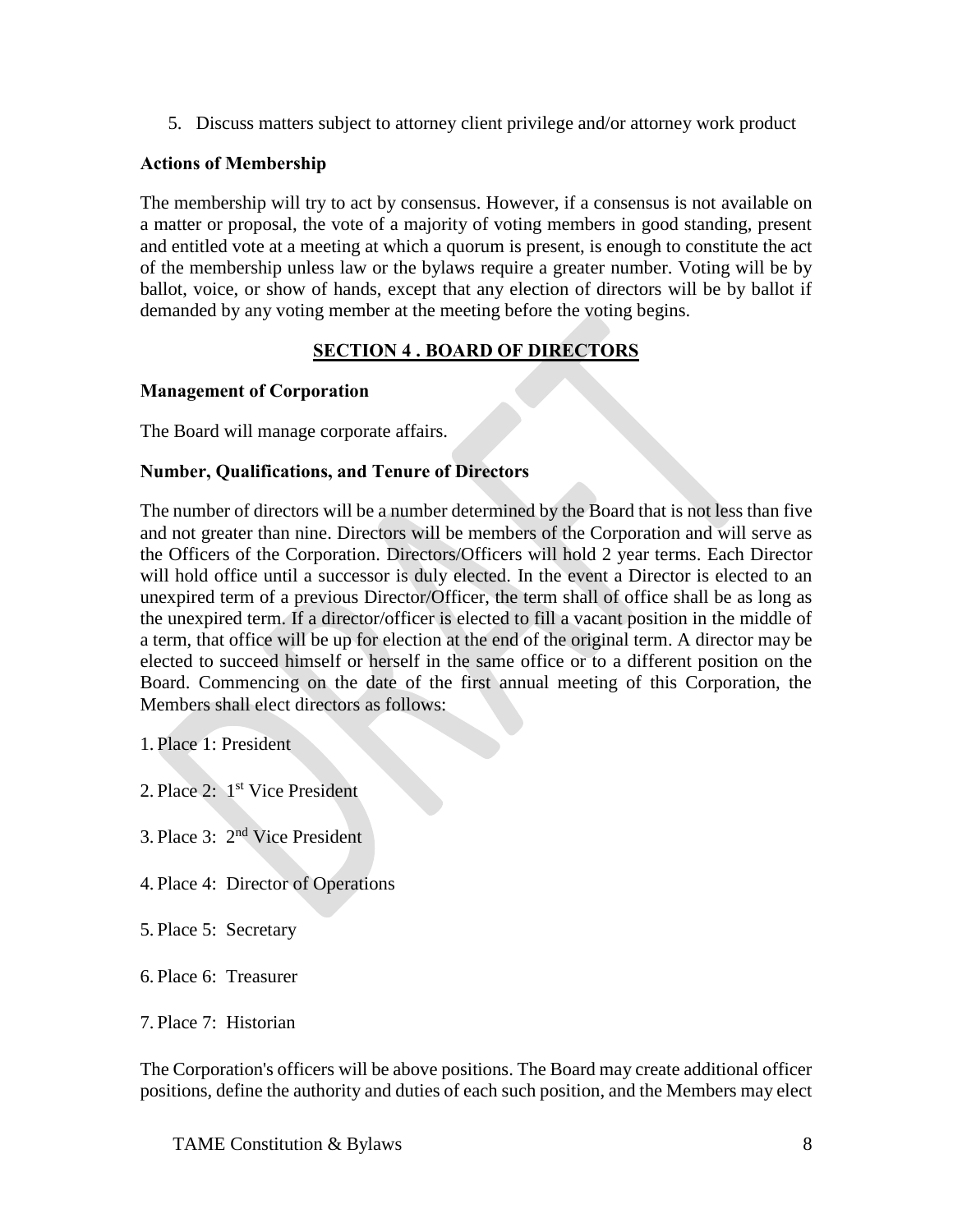5. Discuss matters subject to attorney client privilege and/or attorney work product

**Actions of Membership**

The membership will try to act by consensus. However, if a consensus is not available on a matter or proposal, the vote of a majority of voting members in good standing, present and entitled vote at a meeting at which a quorum is present, is enough to constitute the act of the membership unless law or the bylaws require a greater number. Voting will be by ballot, voice, or show of hands, except that any election of directors will be by ballot if demanded by any voting member at the meeting before the voting begins.

## SECTION 4 . BOARD OF DIRECTORS

**Management of Corporation**

The Board will manage corporate affairs.

**Number, Qualifications, and Tenure of Directors**

The number of directors will be a number determined by the Board that is not less than five and not greater than nine. Directors will be members of the Corporation and will serve as the Officers of the Corporation. Directors/Officers will hold 2 year terms. Each Director will hold office until a successor is duly elected. In the event a Director is elected to an unexpired term of a previous Director/Officer, the term shall of office shall be as long as the unexpired term. If a director/officer is elected to fill a vacant position in the middle of a term, that office will be up for election at the end of the original term. A director may be elected to succeed himself or herself in the same office or to a different position on the Board. Commencing on the date of the first annual meeting of this Corporation, the Members shall elect directors as follows:

1. Place 1: President

2. Place 2: 1st Vice President

3. Place 3: 2nd Vice President

4. Place 4: Director of Operations

5. Place 5: Secretary

6. Place 6: Treasurer

7. Place 7: Historian

The Corporation's officers will be above positions. The Board may create additional officer positions, define the authority and duties of each such position, and the Members may elect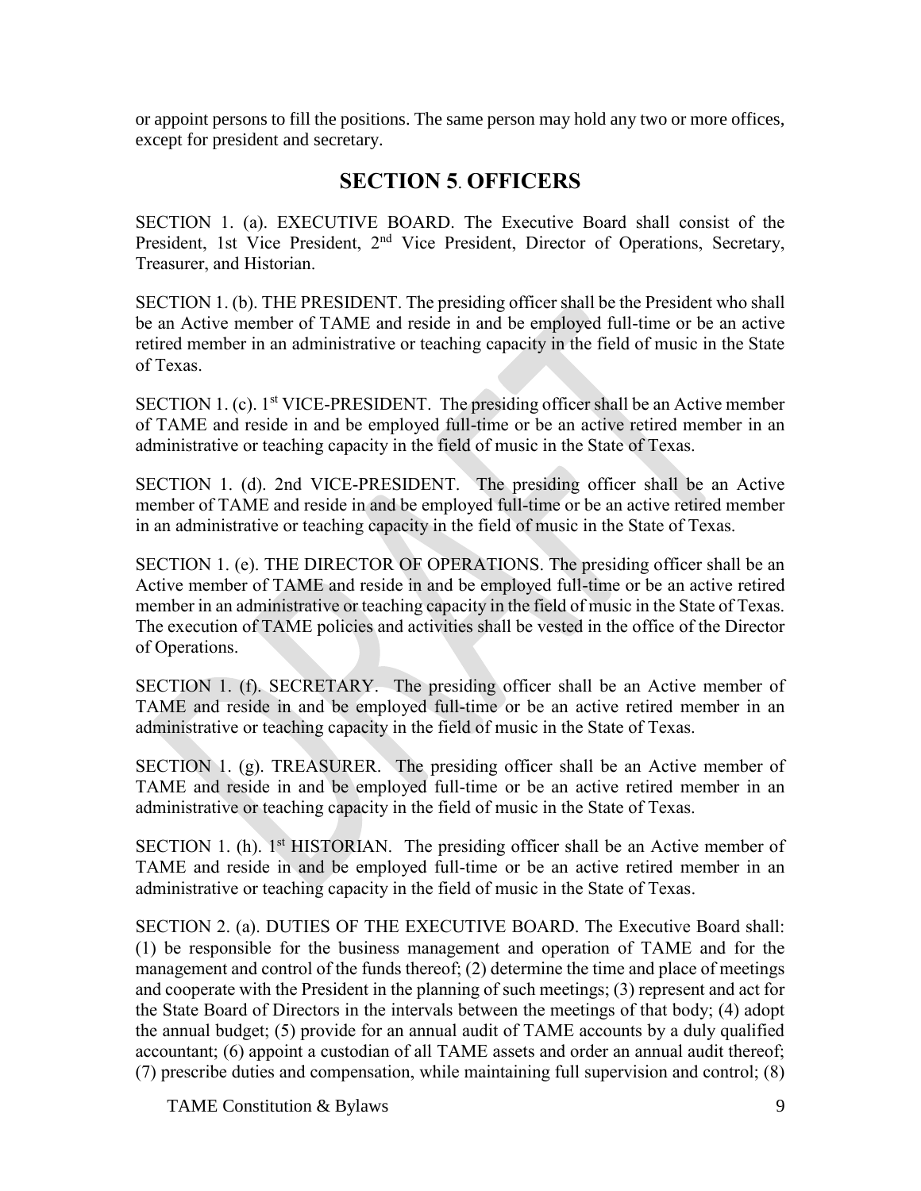or appoint persons to fill the positions. The same person may hold any two or more offices, except for president and secretary.

## SECTION 5. OFFICERS

SECTION 1. (a). EXECUTIVE BOARD. The Executive Board shall consist of the President, 1st Vice President, 2nd Vice President, Director of Operations, Secretary, Treasurer, and Historian.

SECTION 1. (b). THE PRESIDENT. The presiding officer shall be the President who shall be an Active member of TAME and reside in and be employed full-time or be an active retired member in an administrative or teaching capacity in the field of music in the State of Texas.

SECTION 1. (c). 1st VICE-PRESIDENT. The presiding officer shall be an Active member of TAME and reside in and be employed full-time or be an active retired member in an administrative or teaching capacity in the field of music in the State of Texas.

SECTION 1. (d). 2nd VICE-PRESIDENT. The presiding officer shall be an Active member of TAME and reside in and be employed full-time or be an active retired member in an administrative or teaching capacity in the field of music in the State of Texas.

SECTION 1. (e). THE DIRECTOR OF OPERATIONS. The presiding officer shall be an Active member of TAME and reside in and be employed full-time or be an active retired member in an administrative or teaching capacity in the field of music in the State of Texas. The execution of TAME policies and activities shall be vested in the office of the Director of Operations.

SECTION 1. (f). SECRETARY. The presiding officer shall be an Active member of TAME and reside in and be employed full-time or be an active retired member in an administrative or teaching capacity in the field of music in the State of Texas.

SECTION 1. (g). TREASURER. The presiding officer shall be an Active member of TAME and reside in and be employed full-time or be an active retired member in an administrative or teaching capacity in the field of music in the State of Texas.

SECTION 1. (h). 1st HISTORIAN. The presiding officer shall be an Active member of TAME and reside in and be employed full-time or be an active retired member in an administrative or teaching capacity in the field of music in the State of Texas.

SECTION 2. (a). DUTIES OF THE EXECUTIVE BOARD. The Executive Board shall: (1) be responsible for the business management and operation of TAME and for the management and control of the funds thereof; (2) determine the time and place of meetings and cooperate with the President in the planning of such meetings; (3) represent and act for the State Board of Directors in the intervals between the meetings of that body; (4) adopt the annual budget; (5) provide for an annual audit of TAME accounts by a duly qualified accountant; (6) appoint a custodian of all TAME assets and order an annual audit thereof; (7) prescribe duties and compensation, while maintaining full supervision and control; (8)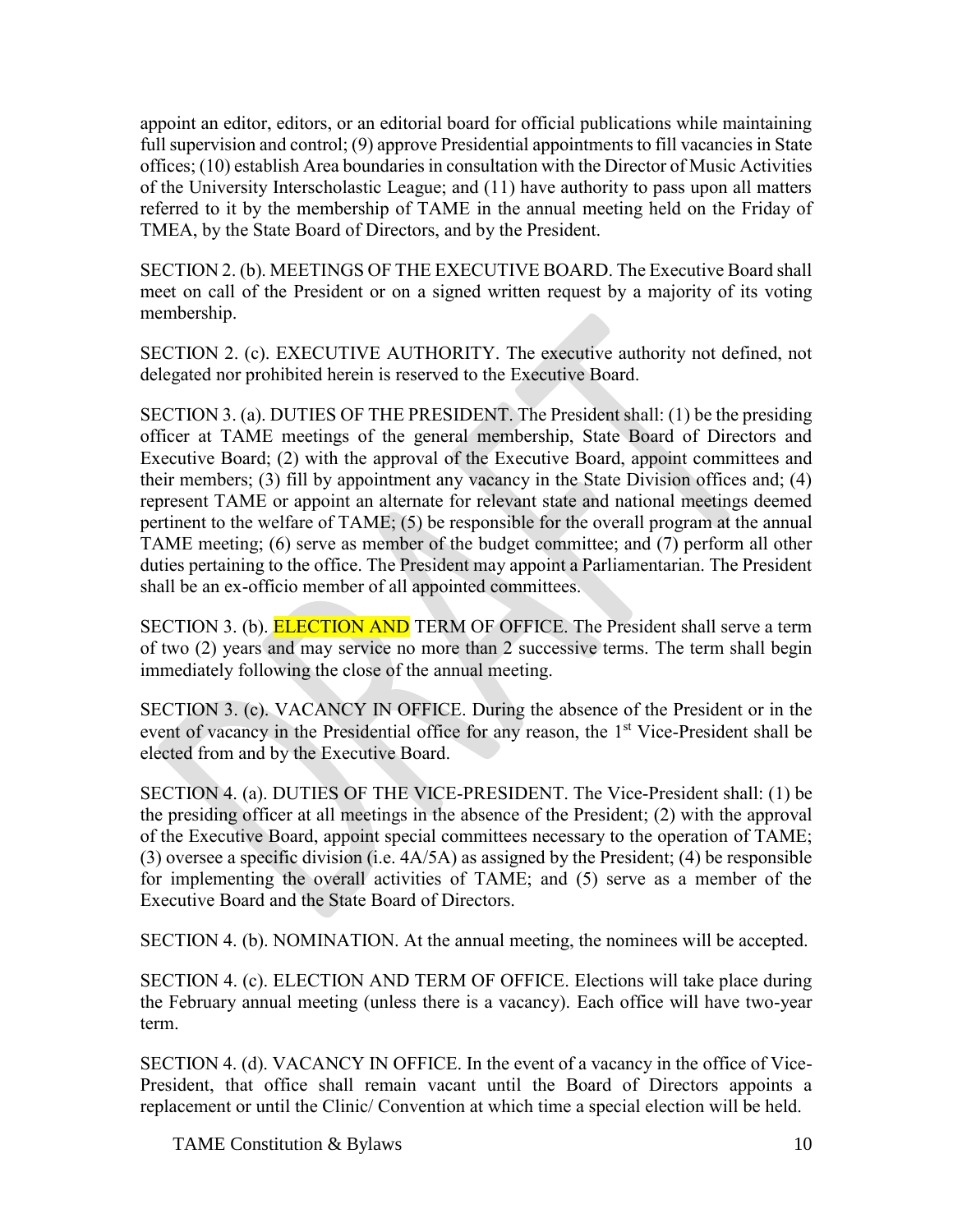appoint an editor, editors, or an editorial board for official publications while maintaining full supervision and control; (9) approve Presidential appointments to fill vacancies in State offices; (10) establish Area boundaries in consultation with the Director of Music Activities of the University Interscholastic League; and (11) have authority to pass upon all matters referred to it by the membership of TAME in the annual meeting held on the Friday of TMEA, by the State Board of Directors, and by the President.

SECTION 2. (b). MEETINGS OF THE EXECUTIVE BOARD. The Executive Board shall meet on call of the President or on a signed written request by a majority of its voting membership.

SECTION 2. (c). EXECUTIVE AUTHORITY. The executive authority not defined, not delegated nor prohibited herein is reserved to the Executive Board.

SECTION 3. (a). DUTIES OF THE PRESIDENT. The President shall: (1) be the presiding officer at TAME meetings of the general membership, State Board of Directors and Executive Board; (2) with the approval of the Executive Board, appoint committees and their members; (3) fill by appointment any vacancy in the State Division offices and; (4) represent TAME or appoint an alternate for relevant state and national meetings deemed pertinent to the welfare of TAME; (5) be responsible for the overall program at the annual TAME meeting; (6) serve as member of the budget committee; and (7) perform all other duties pertaining to the office. The President may appoint a Parliamentarian. The President shall be an ex-officio member of all appointed committees.

SECTION 3. (b). ELECTION AND TERM OF OFFICE. The President shall serve a term of two (2) years and may service no more than 2 successive terms. The term shall begin immediately following the close of the annual meeting.

SECTION 3. (c). VACANCY IN OFFICE. During the absence of the President or in the event of vacancy in the Presidential office for any reason, the 1st Vice-President shall be elected from and by the Executive Board.

SECTION 4. (a). DUTIES OF THE VICE-PRESIDENT. The Vice-President shall: (1) be the presiding officer at all meetings in the absence of the President; (2) with the approval of the Executive Board, appoint special committees necessary to the operation of TAME; (3) oversee a specific division (i.e. 4A/5A) as assigned by the President; (4) be responsible for implementing the overall activities of TAME; and (5) serve as a member of the Executive Board and the State Board of Directors.

SECTION 4. (b). NOMINATION. At the annual meeting, the nominees will be accepted.

SECTION 4. (c). ELECTION AND TERM OF OFFICE. Elections will take place during the February annual meeting (unless there is a vacancy). Each office will have two-year term.

SECTION 4. (d). VACANCY IN OFFICE. In the event of a vacancy in the office of Vice-President, that office shall remain vacant until the Board of Directors appoints a replacement or until the Clinic/ Convention at which time a special election will be held.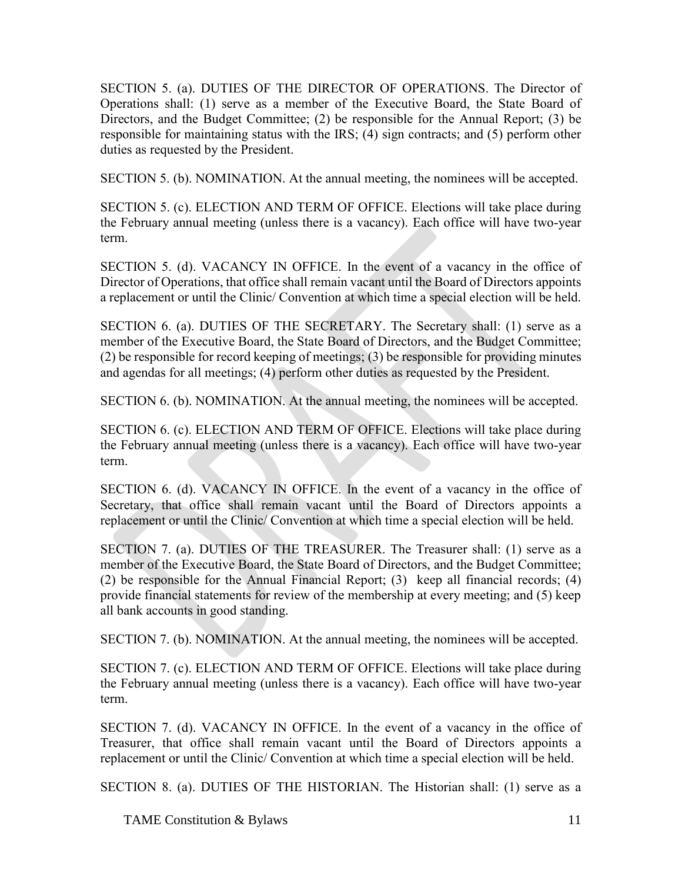SECTION 5. (a). DUTIES OF THE DIRECTOR OF OPERATIONS. The Director of Operations shall: (1) serve as a member of the Executive Board, the State Board of Directors, and the Budget Committee; (2) be responsible for the Annual Report; (3) be responsible for maintaining status with the IRS; (4) sign contracts; and (5) perform other duties as requested by the President.

SECTION 5. (b). NOMINATION. At the annual meeting, the nominees will be accepted.

SECTION 5. (c). ELECTION AND TERM OF OFFICE. Elections will take place during the February annual meeting (unless there is a vacancy). Each office will have two-year term.

SECTION 5. (d). VACANCY IN OFFICE. In the event of a vacancy in the office of Director of Operations, that office shall remain vacant until the Board of Directors appoints a replacement or until the Clinic/ Convention at which time a special election will be held.

SECTION 6. (a). DUTIES OF THE SECRETARY. The Secretary shall: (1) serve as a member of the Executive Board, the State Board of Directors, and the Budget Committee; (2) be responsible for record keeping of meetings; (3) be responsible for providing minutes and agendas for all meetings; (4) perform other duties as requested by the President.

SECTION 6. (b). NOMINATION. At the annual meeting, the nominees will be accepted.

SECTION 6. (c). ELECTION AND TERM OF OFFICE. Elections will take place during the February annual meeting (unless there is a vacancy). Each office will have two-year term.

SECTION 6. (d). VACANCY IN OFFICE. In the event of a vacancy in the office of Secretary, that office shall remain vacant until the Board of Directors appoints a replacement or until the Clinic/ Convention at which time a special election will be held.

SECTION 7. (a). DUTIES OF THE TREASURER. The Treasurer shall: (1) serve as a member of the Executive Board, the State Board of Directors, and the Budget Committee; (2) be responsible for the Annual Financial Report; (3) keep all financial records; (4) provide financial statements for review of the membership at every meeting; and (5) keep all bank accounts in good standing.

SECTION 7. (b). NOMINATION. At the annual meeting, the nominees will be accepted.

SECTION 7. (c). ELECTION AND TERM OF OFFICE. Elections will take place during the February annual meeting (unless there is a vacancy). Each office will have two-year term.

SECTION 7. (d). VACANCY IN OFFICE. In the event of a vacancy in the office of Treasurer, that office shall remain vacant until the Board of Directors appoints a replacement or until the Clinic/ Convention at which time a special election will be held.

SECTION 8. (a). DUTIES OF THE HISTORIAN. The Historian shall: (1) serve as a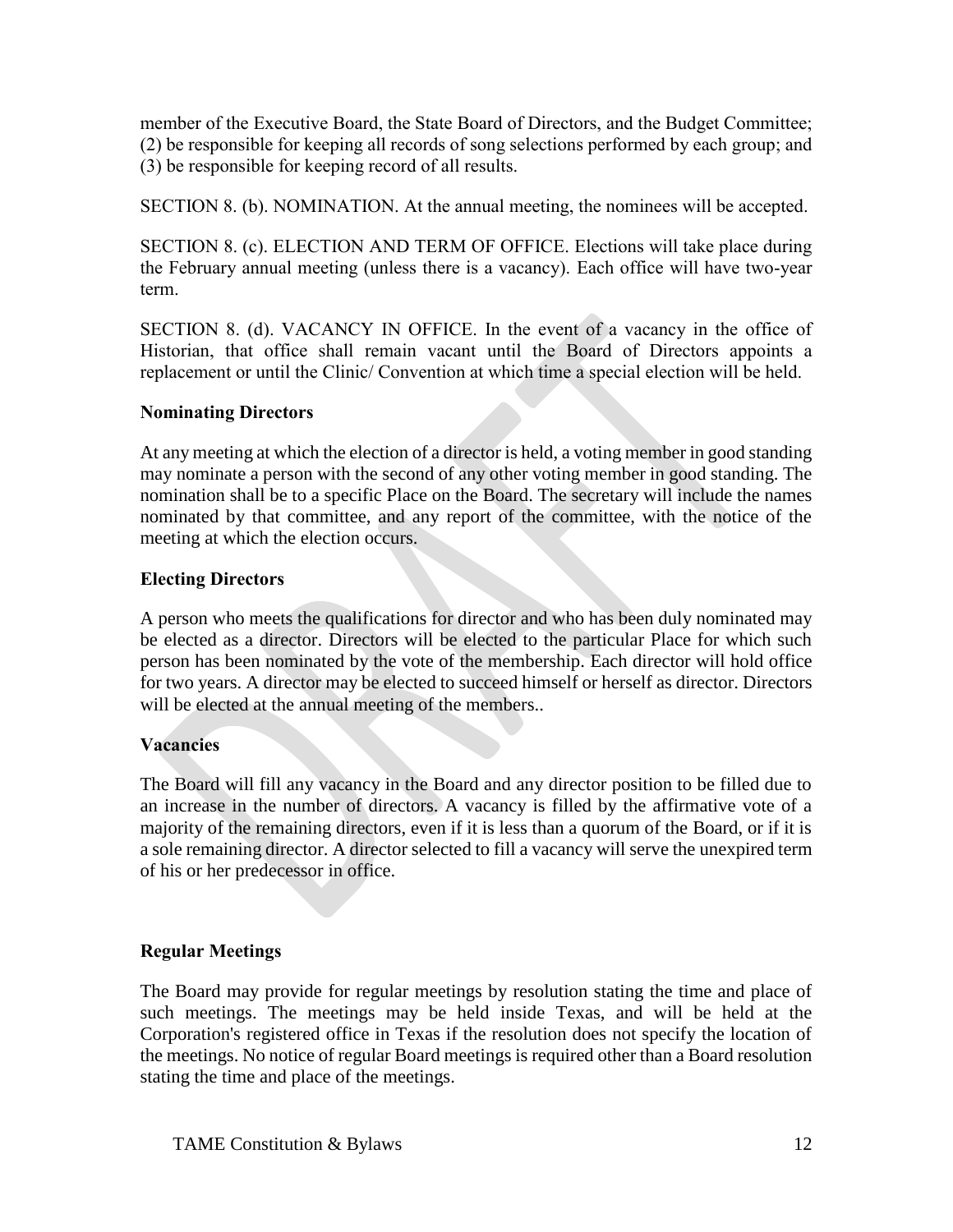member of the Executive Board, the State Board of Directors, and the Budget Committee; (2) be responsible for keeping all records of song selections performed by each group; and (3) be responsible for keeping record of all results.

SECTION 8. (b). NOMINATION. At the annual meeting, the nominees will be accepted.

SECTION 8. (c). ELECTION AND TERM OF OFFICE. Elections will take place during the February annual meeting (unless there is a vacancy). Each office will have two-year term.

SECTION 8. (d). VACANCY IN OFFICE. In the event of a vacancy in the office of Historian, that office shall remain vacant until the Board of Directors appoints a replacement or until the Clinic/ Convention at which time a special election will be held.

**Nominating Directors**

At any meeting at which the election of a director is held, a voting member in good standing may nominate a person with the second of any other voting member in good standing. The nomination shall be to a specific Place on the Board. The secretary will include the names nominated by that committee, and any report of the committee, with the notice of the meeting at which the election occurs.

**Electing Directors**

A person who meets the qualifications for director and who has been duly nominated may be elected as a director. Directors will be elected to the particular Place for which such person has been nominated by the vote of the membership. Each director will hold office for two years. A director may be elected to succeed himself or herself as director. Directors will be elected at the annual meeting of the members..

**Vacancies**

The Board will fill any vacancy in the Board and any director position to be filled due to an increase in the number of directors. A vacancy is filled by the affirmative vote of a majority of the remaining directors, even if it is less than a quorum of the Board, or if it is a sole remaining director. A director selected to fill a vacancy will serve the unexpired term of his or her predecessor in office.

**Regular Meetings**

The Board may provide for regular meetings by resolution stating the time and place of such meetings. The meetings may be held inside Texas, and will be held at the Corporation's registered office in Texas if the resolution does not specify the location of the meetings. No notice of regular Board meetings is required other than a Board resolution stating the time and place of the meetings.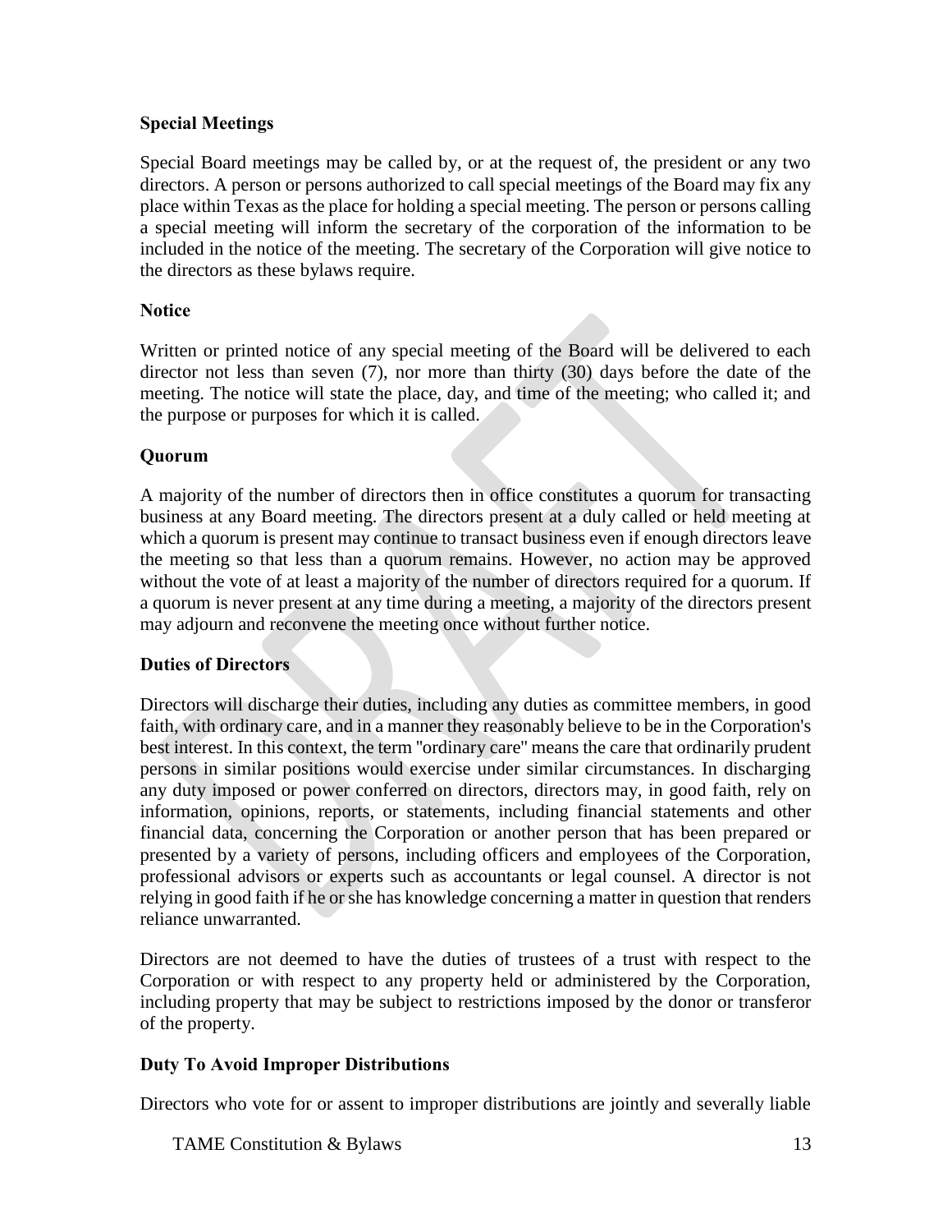### Special Meetings

Special Board meetings may be called by, or at the request of, the president or any two directors. A person or persons authorized to call special meetings of the Board may fix any place within Texas as the place for holding a special meeting. The person or persons calling a special meeting will inform the secretary of the corporation of the information to be included in the notice of the meeting. The secretary of the Corporation will give notice to the directors as these bylaws require.

### Notice

Written or printed notice of any special meeting of the Board will be delivered to each director not less than seven (7), nor more than thirty (30) days before the date of the meeting. The notice will state the place, day, and time of the meeting; who called it; and the purpose or purposes for which it is called.

### Quorum

A majority of the number of directors then in office constitutes a quorum for transacting business at any Board meeting. The directors present at a duly called or held meeting at which a quorum is present may continue to transact business even if enough directors leave the meeting so that less than a quorum remains. However, no action may be approved without the vote of at least a majority of the number of directors required for a quorum. If a quorum is never present at any time during a meeting, a majority of the directors present may adjourn and reconvene the meeting once without further notice.

### Duties of Directors

Directors will discharge their duties, including any duties as committee members, in good faith, with ordinary care, and in a manner they reasonably believe to be in the Corporation's best interest. In this context, the term "ordinary care" means the care that ordinarily prudent persons in similar positions would exercise under similar circumstances. In discharging any duty imposed or power conferred on directors, directors may, in good faith, rely on information, opinions, reports, or statements, including financial statements and other financial data, concerning the Corporation or another person that has been prepared or presented by a variety of persons, including officers and employees of the Corporation, professional advisors or experts such as accountants or legal counsel. A director is not relying in good faith if he or she has knowledge concerning a matter in question that renders reliance unwarranted.

Directors are not deemed to have the duties of trustees of a trust with respect to the Corporation or with respect to any property held or administered by the Corporation, including property that may be subject to restrictions imposed by the donor or transferor of the property.

### Duty To Avoid Improper Distributions

Directors who vote for or assent to improper distributions are jointly and severally liable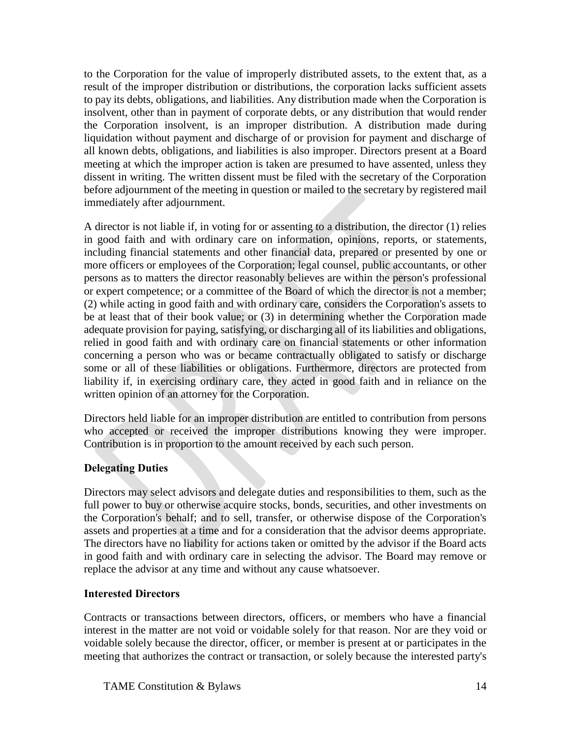to the Corporation for the value of improperly distributed assets, to the extent that, as a result of the improper distribution or distributions, the corporation lacks sufficient assets to pay its debts, obligations, and liabilities. Any distribution made when the Corporation is insolvent, other than in payment of corporate debts, or any distribution that would render the Corporation insolvent, is an improper distribution. A distribution made during liquidation without payment and discharge of or provision for payment and discharge of all known debts, obligations, and liabilities is also improper. Directors present at a Board meeting at which the improper action is taken are presumed to have assented, unless they dissent in writing. The written dissent must be filed with the secretary of the Corporation before adjournment of the meeting in question or mailed to the secretary by registered mail immediately after adjournment.

A director is not liable if, in voting for or assenting to a distribution, the director (1) relies in good faith and with ordinary care on information, opinions, reports, or statements, including financial statements and other financial data, prepared or presented by one or more officers or employees of the Corporation; legal counsel, public accountants, or other persons as to matters the director reasonably believes are within the person's professional or expert competence; or a committee of the Board of which the director is not a member; (2) while acting in good faith and with ordinary care, considers the Corporation's assets to be at least that of their book value; or (3) in determining whether the Corporation made adequate provision for paying, satisfying, or discharging all of its liabilities and obligations, relied in good faith and with ordinary care on financial statements or other information concerning a person who was or became contractually obligated to satisfy or discharge some or all of these liabilities or obligations. Furthermore, directors are protected from liability if, in exercising ordinary care, they acted in good faith and in reliance on the written opinion of an attorney for the Corporation.

Directors held liable for an improper distribution are entitled to contribution from persons who accepted or received the improper distributions knowing they were improper. Contribution is in proportion to the amount received by each such person.

**Delegating Duties**

Directors may select advisors and delegate duties and responsibilities to them, such as the full power to buy or otherwise acquire stocks, bonds, securities, and other investments on the Corporation's behalf; and to sell, transfer, or otherwise dispose of the Corporation's assets and properties at a time and for a consideration that the advisor deems appropriate. The directors have no liability for actions taken or omitted by the advisor if the Board acts in good faith and with ordinary care in selecting the advisor. The Board may remove or replace the advisor at any time and without any cause whatsoever.

**Interested Directors**

Contracts or transactions between directors, officers, or members who have a financial interest in the matter are not void or voidable solely for that reason. Nor are they void or voidable solely because the director, officer, or member is present at or participates in the meeting that authorizes the contract or transaction, or solely because the interested party's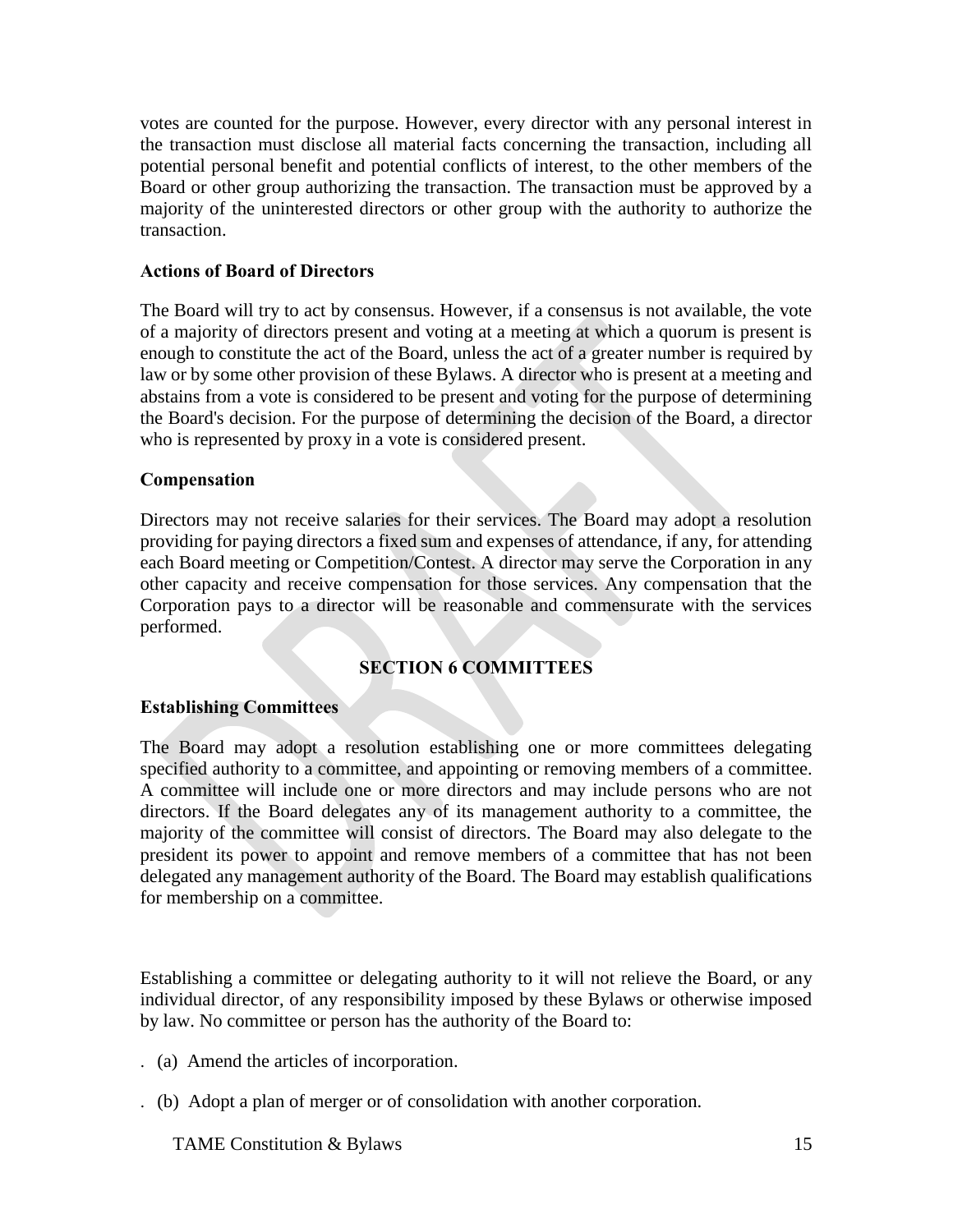votes are counted for the purpose. However, every director with any personal interest in the transaction must disclose all material facts concerning the transaction, including all potential personal benefit and potential conflicts of interest, to the other members of the Board or other group authorizing the transaction. The transaction must be approved by a majority of the uninterested directors or other group with the authority to authorize the transaction.

**Actions of Board of Directors**

The Board will try to act by consensus. However, if a consensus is not available, the vote of a majority of directors present and voting at a meeting at which a quorum is present is enough to constitute the act of the Board, unless the act of a greater number is required by law or by some other provision of these Bylaws. A director who is present at a meeting and abstains from a vote is considered to be present and voting for the purpose of determining the Board's decision. For the purpose of determining the decision of the Board, a director who is represented by proxy in a vote is considered present.

**Compensation**

Directors may not receive salaries for their services. The Board may adopt a resolution providing for paying directors a fixed sum and expenses of attendance, if any, for attending each Board meeting or Competition/Contest. A director may serve the Corporation in any other capacity and receive compensation for those services. Any compensation that the Corporation pays to a director will be reasonable and commensurate with the services performed.

## SECTION 6 COMMITTEES

**Establishing Committees**

The Board may adopt a resolution establishing one or more committees delegating specified authority to a committee, and appointing or removing members of a committee. A committee will include one or more directors and may include persons who are not directors. If the Board delegates any of its management authority to a committee, the majority of the committee will consist of directors. The Board may also delegate to the president its power to appoint and remove members of a committee that has not been delegated any management authority of the Board. The Board may establish qualifications for membership on a committee.

Establishing a committee or delegating authority to it will not relieve the Board, or any individual director, of any responsibility imposed by these Bylaws or otherwise imposed by law. No committee or person has the authority of the Board to:

. (a) Amend the articles of incorporation.

. (b) Adopt a plan of merger or of consolidation with another corporation.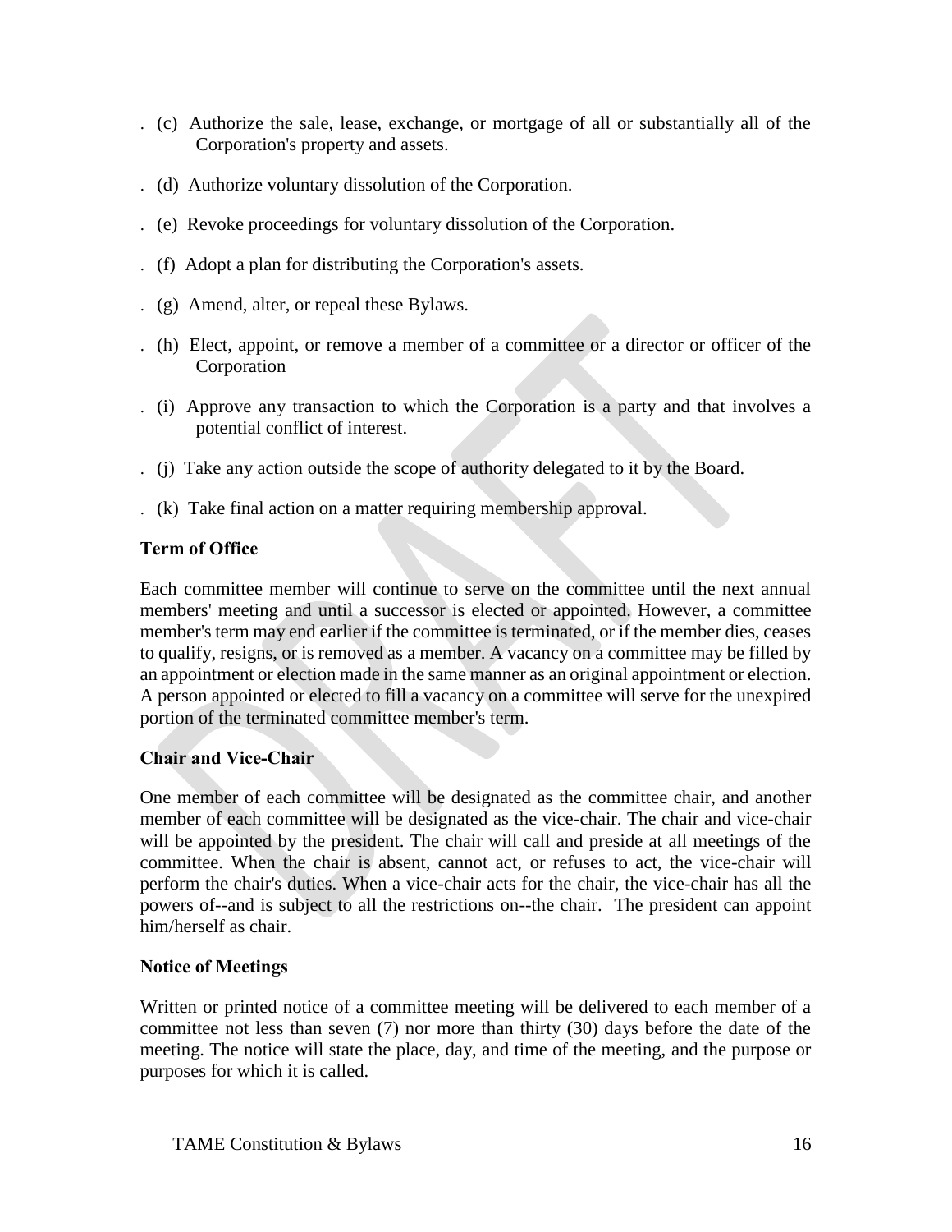. (c) Authorize the sale, lease, exchange, or mortgage of all or substantially all of the Corporation's property and assets.

. (d) Authorize voluntary dissolution of the Corporation.

. (e) Revoke proceedings for voluntary dissolution of the Corporation.

. (f) Adopt a plan for distributing the Corporation's assets.

. (g) Amend, alter, or repeal these Bylaws.

. (h) Elect, appoint, or remove a member of a committee or a director or officer of the Corporation

. (i) Approve any transaction to which the Corporation is a party and that involves a potential conflict of interest.

. (j) Take any action outside the scope of authority delegated to it by the Board.

. (k) Take final action on a matter requiring membership approval.

**Term of Office**

Each committee member will continue to serve on the committee until the next annual members' meeting and until a successor is elected or appointed. However, a committee member's term may end earlier if the committee is terminated, or if the member dies, ceases to qualify, resigns, or is removed as a member. A vacancy on a committee may be filled by an appointment or election made in the same manner as an original appointment or election. A person appointed or elected to fill a vacancy on a committee will serve for the unexpired portion of the terminated committee member's term.

**Chair and Vice-Chair**

One member of each committee will be designated as the committee chair, and another member of each committee will be designated as the vice-chair. The chair and vice-chair will be appointed by the president. The chair will call and preside at all meetings of the committee. When the chair is absent, cannot act, or refuses to act, the vice-chair will perform the chair's duties. When a vice-chair acts for the chair, the vice-chair has all the powers of--and is subject to all the restrictions on--the chair. The president can appoint him/herself as chair.

**Notice of Meetings**

Written or printed notice of a committee meeting will be delivered to each member of a committee not less than seven (7) nor more than thirty (30) days before the date of the meeting. The notice will state the place, day, and time of the meeting, and the purpose or purposes for which it is called.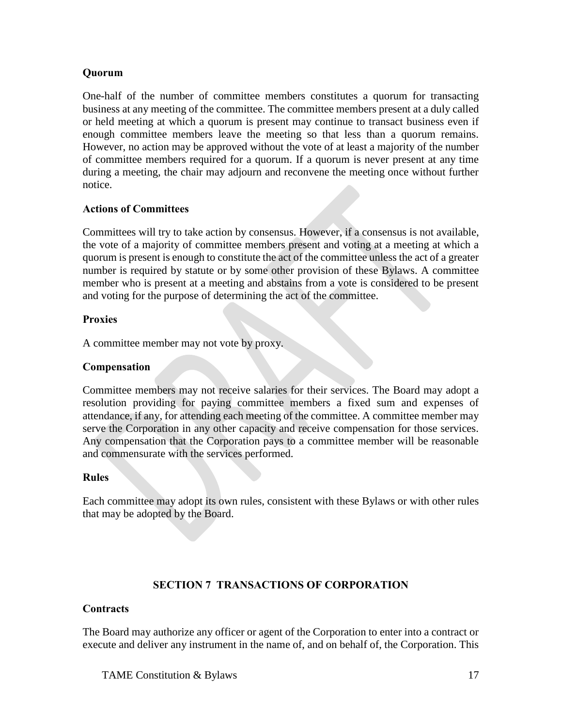**Quorum**

One-half of the number of committee members constitutes a quorum for transacting business at any meeting of the committee. The committee members present at a duly called or held meeting at which a quorum is present may continue to transact business even if enough committee members leave the meeting so that less than a quorum remains. However, no action may be approved without the vote of at least a majority of the number of committee members required for a quorum. If a quorum is never present at any time during a meeting, the chair may adjourn and reconvene the meeting once without further notice.

**Actions of Committees**

Committees will try to take action by consensus. However, if a consensus is not available, the vote of a majority of committee members present and voting at a meeting at which a quorum is present is enough to constitute the act of the committee unless the act of a greater number is required by statute or by some other provision of these Bylaws. A committee member who is present at a meeting and abstains from a vote is considered to be present and voting for the purpose of determining the act of the committee.

**Proxies**

A committee member may not vote by proxy.

**Compensation**

Committee members may not receive salaries for their services. The Board may adopt a resolution providing for paying committee members a fixed sum and expenses of attendance, if any, for attending each meeting of the committee. A committee member may serve the Corporation in any other capacity and receive compensation for those services. Any compensation that the Corporation pays to a committee member will be reasonable and commensurate with the services performed.

**Rules**

Each committee may adopt its own rules, consistent with these Bylaws or with other rules that may be adopted by the Board.

## SECTION 7 TRANSACTIONS OF CORPORATION

**Contracts**

The Board may authorize any officer or agent of the Corporation to enter into a contract or execute and deliver any instrument in the name of, and on behalf of, the Corporation. This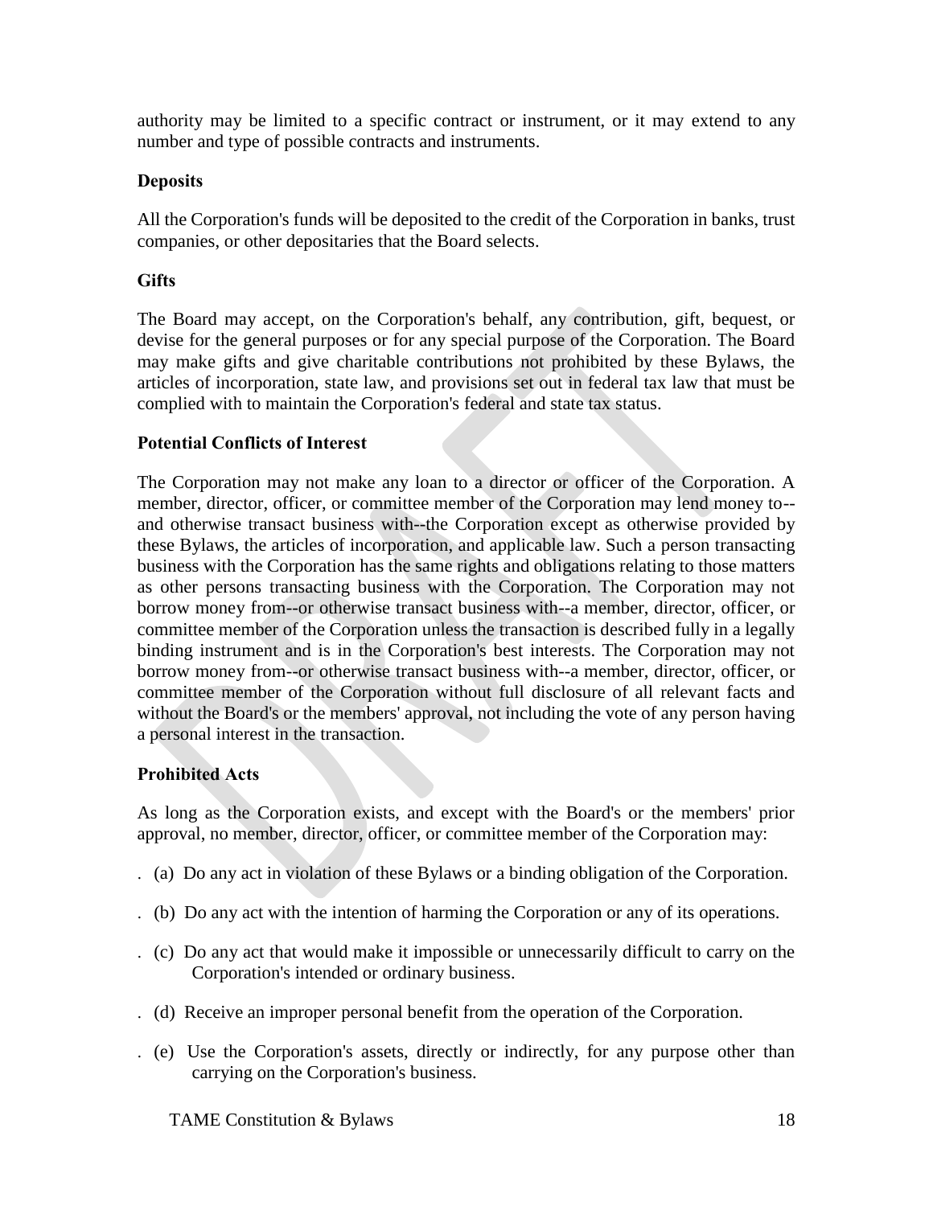authority may be limited to a specific contract or instrument, or it may extend to any number and type of possible contracts and instruments.

**Deposits**

All the Corporation's funds will be deposited to the credit of the Corporation in banks, trust companies, or other depositaries that the Board selects.

**Gifts**

The Board may accept, on the Corporation's behalf, any contribution, gift, bequest, or devise for the general purposes or for any special purpose of the Corporation. The Board may make gifts and give charitable contributions not prohibited by these Bylaws, the articles of incorporation, state law, and provisions set out in federal tax law that must be complied with to maintain the Corporation's federal and state tax status.

**Potential Conflicts of Interest**

The Corporation may not make any loan to a director or officer of the Corporation. A member, director, officer, or committee member of the Corporation may lend money to--and otherwise transact business with--the Corporation except as otherwise provided by these Bylaws, the articles of incorporation, and applicable law. Such a person transacting business with the Corporation has the same rights and obligations relating to those matters as other persons transacting business with the Corporation. The Corporation may not borrow money from--or otherwise transact business with--a member, director, officer, or committee member of the Corporation unless the transaction is described fully in a legally binding instrument and is in the Corporation's best interests. The Corporation may not borrow money from--or otherwise transact business with--a member, director, officer, or committee member of the Corporation without full disclosure of all relevant facts and without the Board's or the members' approval, not including the vote of any person having a personal interest in the transaction.

**Prohibited Acts**

As long as the Corporation exists, and except with the Board's or the members' prior approval, no member, director, officer, or committee member of the Corporation may:

(a) Do any act in violation of these Bylaws or a binding obligation of the Corporation.

(b) Do any act with the intention of harming the Corporation or any of its operations.

(c) Do any act that would make it impossible or unnecessarily difficult to carry on the Corporation's intended or ordinary business.

(d) Receive an improper personal benefit from the operation of the Corporation.

(e) Use the Corporation's assets, directly or indirectly, for any purpose other than carrying on the Corporation's business.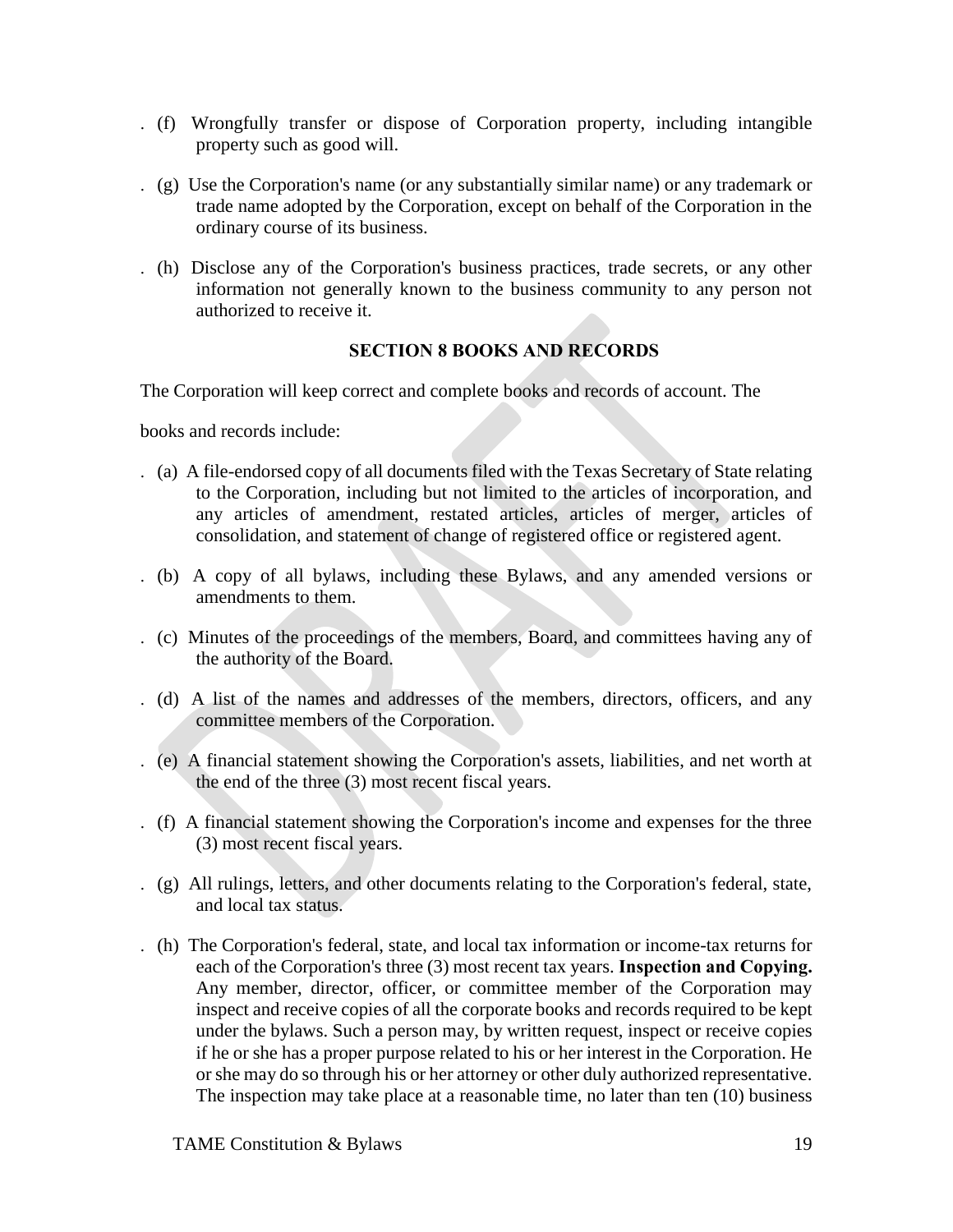(f) Wrongfully transfer or dispose of Corporation property, including intangible property such as good will.

(g) Use the Corporation's name (or any substantially similar name) or any trademark or trade name adopted by the Corporation, except on behalf of the Corporation in the ordinary course of its business.

(h) Disclose any of the Corporation's business practices, trade secrets, or any other information not generally known to the business community to any person not authorized to receive it.

## SECTION 8 BOOKS AND RECORDS

The Corporation will keep correct and complete books and records of account. The

books and records include:

(a) A file-endorsed copy of all documents filed with the Texas Secretary of State relating to the Corporation, including but not limited to the articles of incorporation, and any articles of amendment, restated articles, articles of merger, articles of consolidation, and statement of change of registered office or registered agent.

(b) A copy of all bylaws, including these Bylaws, and any amended versions or amendments to them.

(c) Minutes of the proceedings of the members, Board, and committees having any of the authority of the Board.

(d) A list of the names and addresses of the members, directors, officers, and any committee members of the Corporation.

(e) A financial statement showing the Corporation's assets, liabilities, and net worth at the end of the three (3) most recent fiscal years.

(f) A financial statement showing the Corporation's income and expenses for the three (3) most recent fiscal years.

(g) All rulings, letters, and other documents relating to the Corporation's federal, state, and local tax status.

(h) The Corporation's federal, state, and local tax information or income-tax returns for each of the Corporation's three (3) most recent tax years. **Inspection and Copying.** Any member, director, officer, or committee member of the Corporation may inspect and receive copies of all the corporate books and records required to be kept under the bylaws. Such a person may, by written request, inspect or receive copies if he or she has a proper purpose related to his or her interest in the Corporation. He or she may do so through his or her attorney or other duly authorized representative. The inspection may take place at a reasonable time, no later than ten (10) business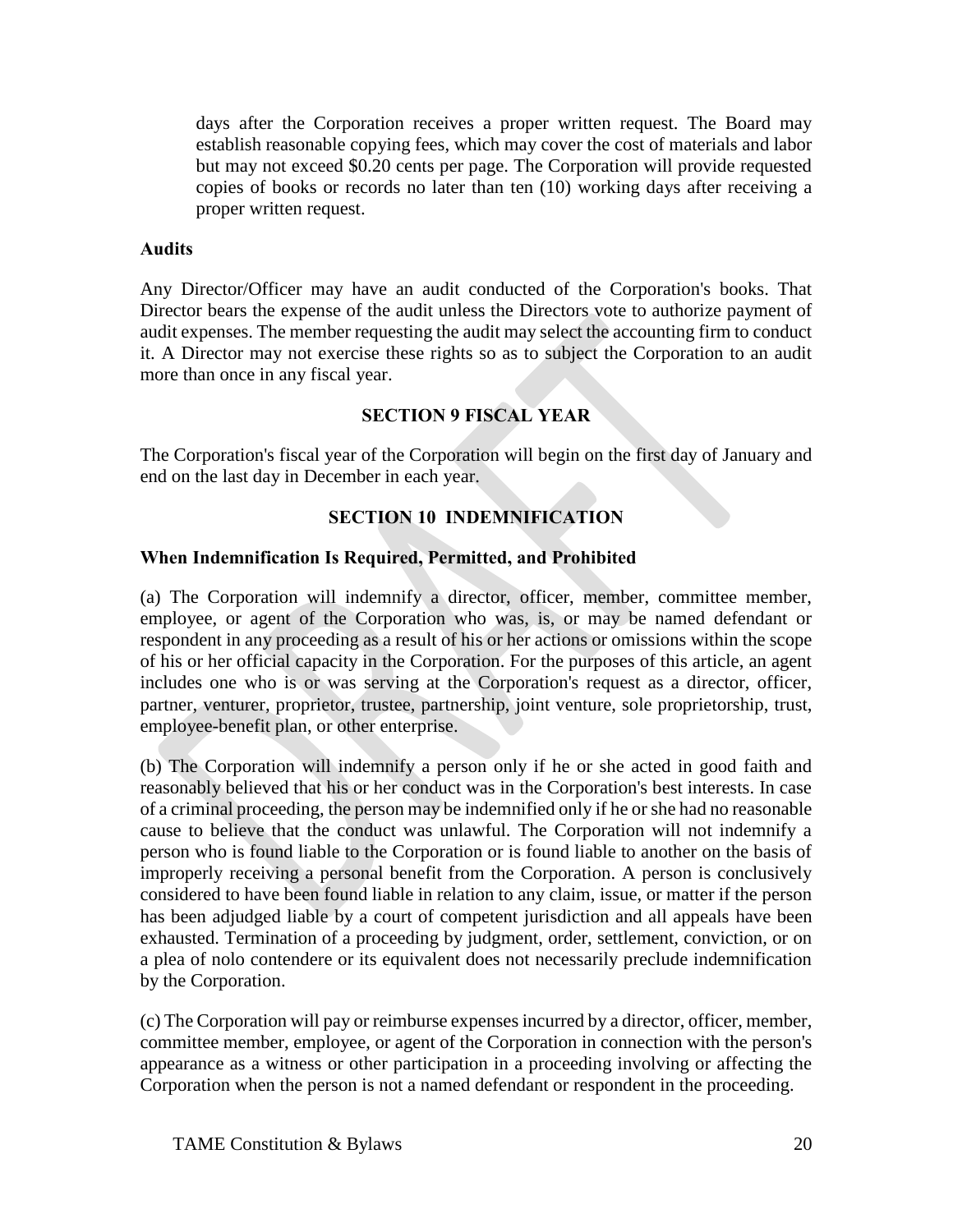days after the Corporation receives a proper written request. The Board may establish reasonable copying fees, which may cover the cost of materials and labor but may not exceed $0.20 cents per page. The Corporation will provide requested copies of books or records no later than ten (10) working days after receiving a proper written request.

**Audits**

Any Director/Officer may have an audit conducted of the Corporation's books. That Director bears the expense of the audit unless the Directors vote to authorize payment of audit expenses. The member requesting the audit may select the accounting firm to conduct it. A Director may not exercise these rights so as to subject the Corporation to an audit more than once in any fiscal year.

## SECTION 9 FISCAL YEAR

The Corporation's fiscal year of the Corporation will begin on the first day of January and end on the last day in December in each year.

## SECTION 10 INDEMNIFICATION

### When Indemnification Is Required, Permitted, and Prohibited

(a) The Corporation will indemnify a director, officer, member, committee member, employee, or agent of the Corporation who was, is, or may be named defendant or respondent in any proceeding as a result of his or her actions or omissions within the scope of his or her official capacity in the Corporation. For the purposes of this article, an agent includes one who is or was serving at the Corporation's request as a director, officer, partner, venturer, proprietor, trustee, partnership, joint venture, sole proprietorship, trust, employee-benefit plan, or other enterprise.

(b) The Corporation will indemnify a person only if he or she acted in good faith and reasonably believed that his or her conduct was in the Corporation's best interests. In case of a criminal proceeding, the person may be indemnified only if he or she had no reasonable cause to believe that the conduct was unlawful. The Corporation will not indemnify a person who is found liable to the Corporation or is found liable to another on the basis of improperly receiving a personal benefit from the Corporation. A person is conclusively considered to have been found liable in relation to any claim, issue, or matter if the person has been adjudged liable by a court of competent jurisdiction and all appeals have been exhausted. Termination of a proceeding by judgment, order, settlement, conviction, or on a plea of nolo contendere or its equivalent does not necessarily preclude indemnification by the Corporation.

(c) The Corporation will pay or reimburse expenses incurred by a director, officer, member, committee member, employee, or agent of the Corporation in connection with the person's appearance as a witness or other participation in a proceeding involving or affecting the Corporation when the person is not a named defendant or respondent in the proceeding.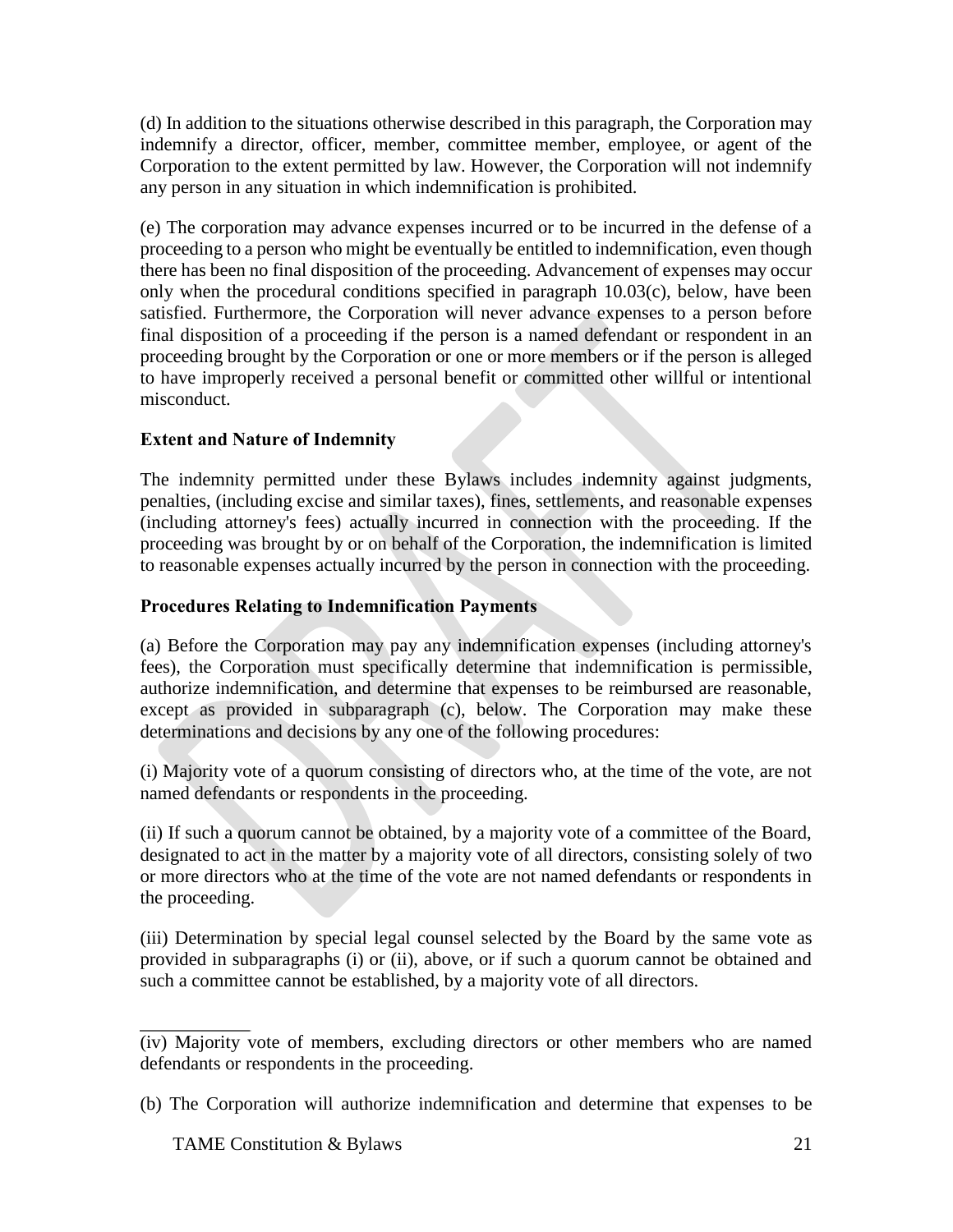(d) In addition to the situations otherwise described in this paragraph, the Corporation may indemnify a director, officer, member, committee member, employee, or agent of the Corporation to the extent permitted by law. However, the Corporation will not indemnify any person in any situation in which indemnification is prohibited.

(e) The corporation may advance expenses incurred or to be incurred in the defense of a proceeding to a person who might be eventually be entitled to indemnification, even though there has been no final disposition of the proceeding. Advancement of expenses may occur only when the procedural conditions specified in paragraph 10.03(c), below, have been satisfied. Furthermore, the Corporation will never advance expenses to a person before final disposition of a proceeding if the person is a named defendant or respondent in an proceeding brought by the Corporation or one or more members or if the person is alleged to have improperly received a personal benefit or committed other willful or intentional misconduct.

**Extent and Nature of Indemnity**

The indemnity permitted under these Bylaws includes indemnity against judgments, penalties, (including excise and similar taxes), fines, settlements, and reasonable expenses (including attorney's fees) actually incurred in connection with the proceeding. If the proceeding was brought by or on behalf of the Corporation, the indemnification is limited to reasonable expenses actually incurred by the person in connection with the proceeding.

**Procedures Relating to Indemnification Payments**

(a) Before the Corporation may pay any indemnification expenses (including attorney's fees), the Corporation must specifically determine that indemnification is permissible, authorize indemnification, and determine that expenses to be reimbursed are reasonable, except as provided in subparagraph (c), below. The Corporation may make these determinations and decisions by any one of the following procedures:

(i) Majority vote of a quorum consisting of directors who, at the time of the vote, are not named defendants or respondents in the proceeding.

(ii) If such a quorum cannot be obtained, by a majority vote of a committee of the Board, designated to act in the matter by a majority vote of all directors, consisting solely of two or more directors who at the time of the vote are not named defendants or respondents in the proceeding.

(iii) Determination by special legal counsel selected by the Board by the same vote as provided in subparagraphs (i) or (ii), above, or if such a quorum cannot be obtained and such a committee cannot be established, by a majority vote of all directors.

(iv) Majority vote of members, excluding directors or other members who are named defendants or respondents in the proceeding.

(b) The Corporation will authorize indemnification and determine that expenses to be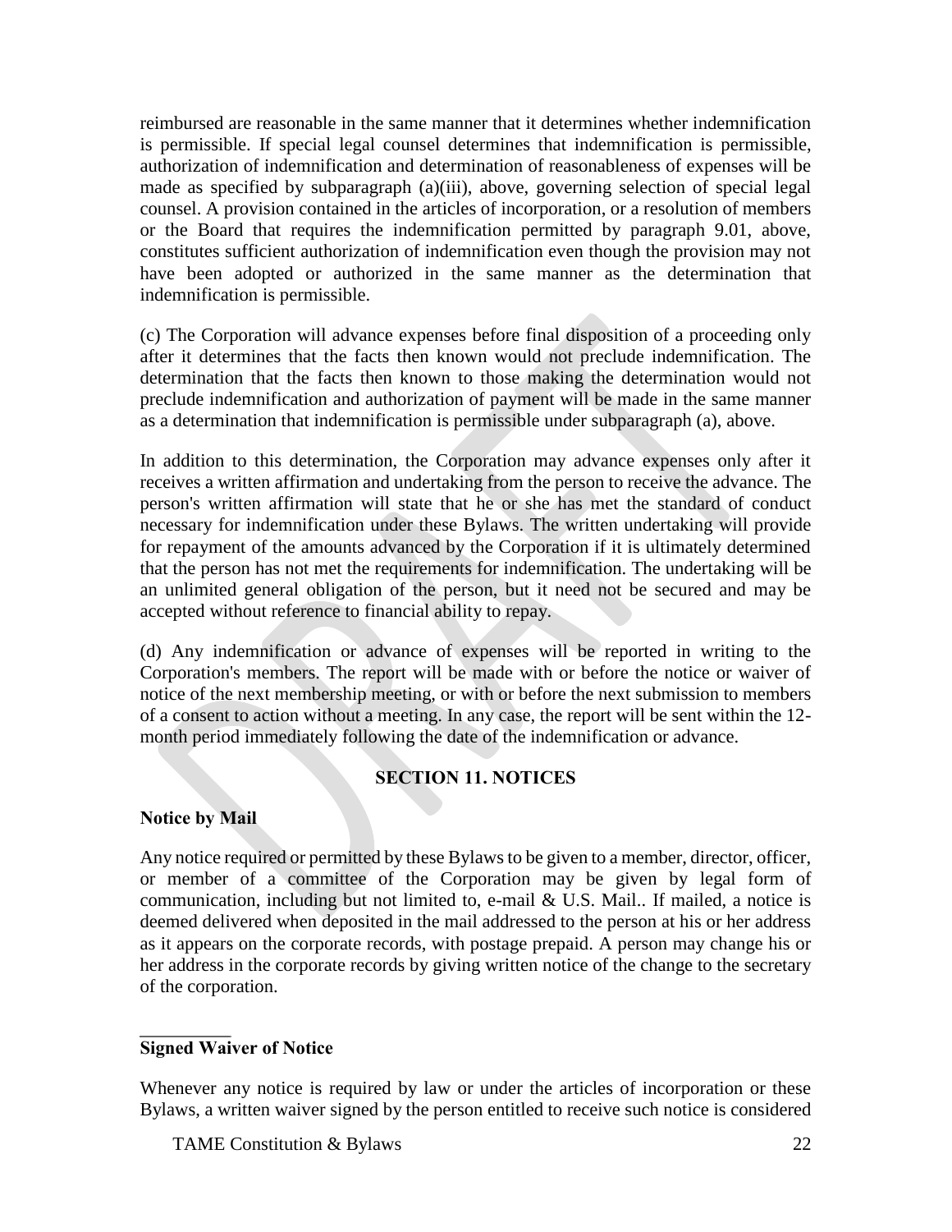reimbursed are reasonable in the same manner that it determines whether indemnification is permissible. If special legal counsel determines that indemnification is permissible, authorization of indemnification and determination of reasonableness of expenses will be made as specified by subparagraph (a)(iii), above, governing selection of special legal counsel. A provision contained in the articles of incorporation, or a resolution of members or the Board that requires the indemnification permitted by paragraph 9.01, above, constitutes sufficient authorization of indemnification even though the provision may not have been adopted or authorized in the same manner as the determination that indemnification is permissible.

(c) The Corporation will advance expenses before final disposition of a proceeding only after it determines that the facts then known would not preclude indemnification. The determination that the facts then known to those making the determination would not preclude indemnification and authorization of payment will be made in the same manner as a determination that indemnification is permissible under subparagraph (a), above.

In addition to this determination, the Corporation may advance expenses only after it receives a written affirmation and undertaking from the person to receive the advance. The person's written affirmation will state that he or she has met the standard of conduct necessary for indemnification under these Bylaws. The written undertaking will provide for repayment of the amounts advanced by the Corporation if it is ultimately determined that the person has not met the requirements for indemnification. The undertaking will be an unlimited general obligation of the person, but it need not be secured and may be accepted without reference to financial ability to repay.

(d) Any indemnification or advance of expenses will be reported in writing to the Corporation's members. The report will be made with or before the notice or waiver of notice of the next membership meeting, or with or before the next submission to members of a consent to action without a meeting. In any case, the report will be sent within the 12-month period immediately following the date of the indemnification or advance.

## SECTION 11. NOTICES

**Notice by Mail**

Any notice required or permitted by these Bylaws to be given to a member, director, officer, or member of a committee of the Corporation may be given by legal form of communication, including but not limited to, e-mail & U.S. Mail.. If mailed, a notice is deemed delivered when deposited in the mail addressed to the person at his or her address as it appears on the corporate records, with postage prepaid. A person may change his or her address in the corporate records by giving written notice of the change to the secretary of the corporation.

**Signed Waiver of Notice**

Whenever any notice is required by law or under the articles of incorporation or these Bylaws, a written waiver signed by the person entitled to receive such notice is considered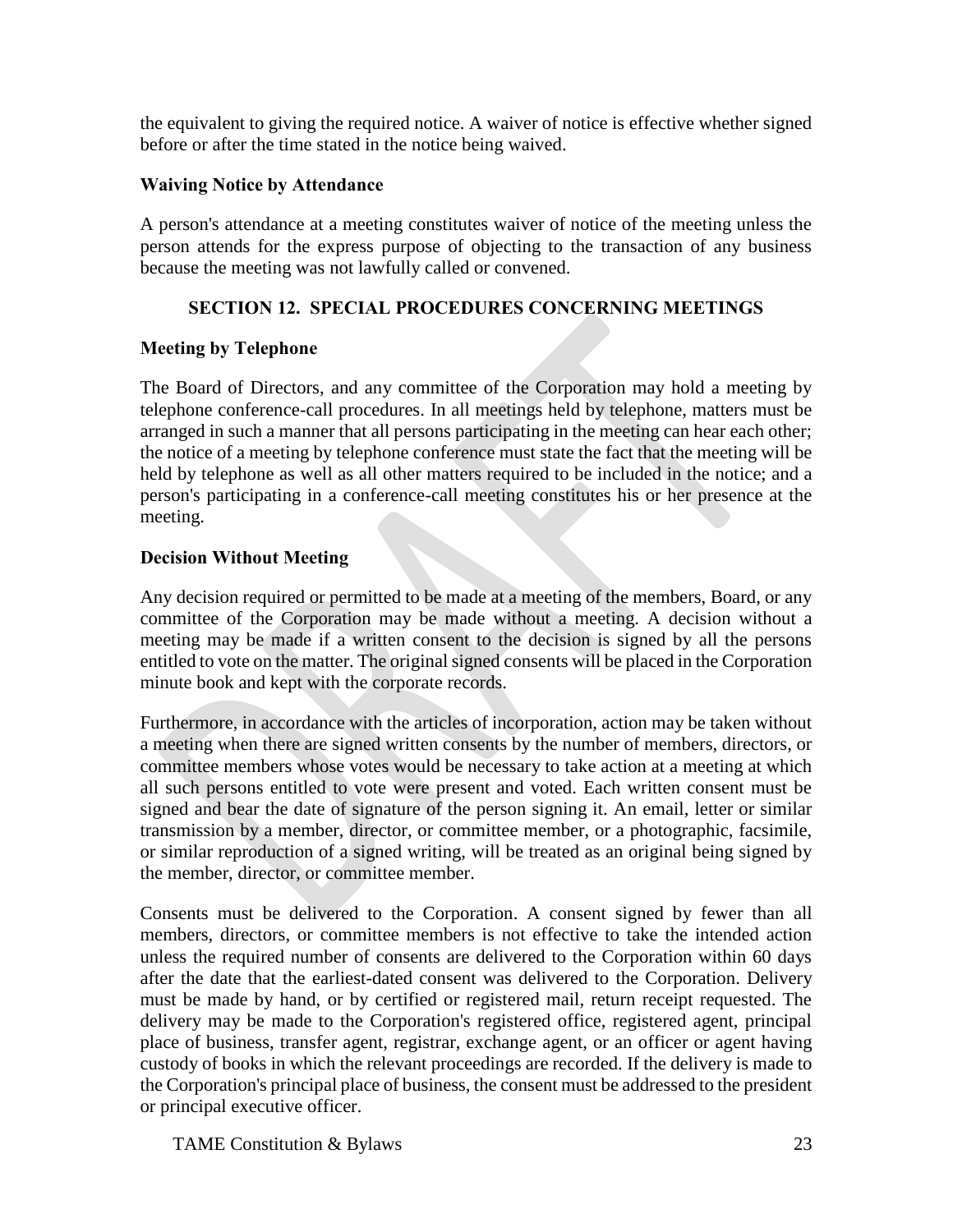the equivalent to giving the required notice. A waiver of notice is effective whether signed before or after the time stated in the notice being waived.

### Waiving Notice by Attendance

A person's attendance at a meeting constitutes waiver of notice of the meeting unless the person attends for the express purpose of objecting to the transaction of any business because the meeting was not lawfully called or convened.

## SECTION 12. SPECIAL PROCEDURES CONCERNING MEETINGS

### Meeting by Telephone

The Board of Directors, and any committee of the Corporation may hold a meeting by telephone conference-call procedures. In all meetings held by telephone, matters must be arranged in such a manner that all persons participating in the meeting can hear each other; the notice of a meeting by telephone conference must state the fact that the meeting will be held by telephone as well as all other matters required to be included in the notice; and a person's participating in a conference-call meeting constitutes his or her presence at the meeting.

### Decision Without Meeting

Any decision required or permitted to be made at a meeting of the members, Board, or any committee of the Corporation may be made without a meeting. A decision without a meeting may be made if a written consent to the decision is signed by all the persons entitled to vote on the matter. The original signed consents will be placed in the Corporation minute book and kept with the corporate records.

Furthermore, in accordance with the articles of incorporation, action may be taken without a meeting when there are signed written consents by the number of members, directors, or committee members whose votes would be necessary to take action at a meeting at which all such persons entitled to vote were present and voted. Each written consent must be signed and bear the date of signature of the person signing it. An email, letter or similar transmission by a member, director, or committee member, or a photographic, facsimile, or similar reproduction of a signed writing, will be treated as an original being signed by the member, director, or committee member.

Consents must be delivered to the Corporation. A consent signed by fewer than all members, directors, or committee members is not effective to take the intended action unless the required number of consents are delivered to the Corporation within 60 days after the date that the earliest-dated consent was delivered to the Corporation. Delivery must be made by hand, or by certified or registered mail, return receipt requested. The delivery may be made to the Corporation's registered office, registered agent, principal place of business, transfer agent, registrar, exchange agent, or an officer or agent having custody of books in which the relevant proceedings are recorded. If the delivery is made to the Corporation's principal place of business, the consent must be addressed to the president or principal executive officer.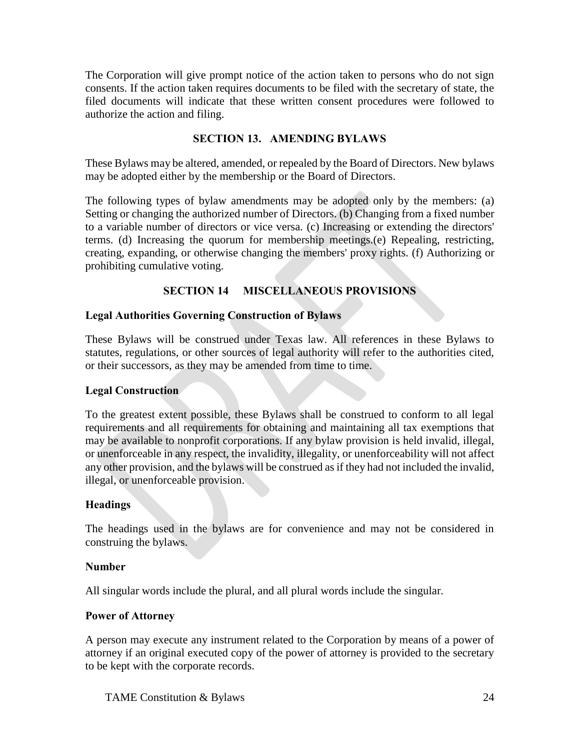The Corporation will give prompt notice of the action taken to persons who do not sign consents. If the action taken requires documents to be filed with the secretary of state, the filed documents will indicate that these written consent procedures were followed to authorize the action and filing.

## SECTION 13. AMENDING BYLAWS

These Bylaws may be altered, amended, or repealed by the Board of Directors. New bylaws may be adopted either by the membership or the Board of Directors.

The following types of bylaw amendments may be adopted only by the members: (a) Setting or changing the authorized number of Directors. (b) Changing from a fixed number to a variable number of directors or vice versa. (c) Increasing or extending the directors' terms. (d) Increasing the quorum for membership meetings.(e) Repealing, restricting, creating, expanding, or otherwise changing the members' proxy rights. (f) Authorizing or prohibiting cumulative voting.

## SECTION 14 MISCELLANEOUS PROVISIONS

**Legal Authorities Governing Construction of Bylaws**

These Bylaws will be construed under Texas law. All references in these Bylaws to statutes, regulations, or other sources of legal authority will refer to the authorities cited, or their successors, as they may be amended from time to time.

**Legal Construction**

To the greatest extent possible, these Bylaws shall be construed to conform to all legal requirements and all requirements for obtaining and maintaining all tax exemptions that may be available to nonprofit corporations. If any bylaw provision is held invalid, illegal, or unenforceable in any respect, the invalidity, illegality, or unenforceability will not affect any other provision, and the bylaws will be construed as if they had not included the invalid, illegal, or unenforceable provision.

**Headings**

The headings used in the bylaws are for convenience and may not be considered in construing the bylaws.

**Number**

All singular words include the plural, and all plural words include the singular.

**Power of Attorney**

A person may execute any instrument related to the Corporation by means of a power of attorney if an original executed copy of the power of attorney is provided to the secretary to be kept with the corporate records.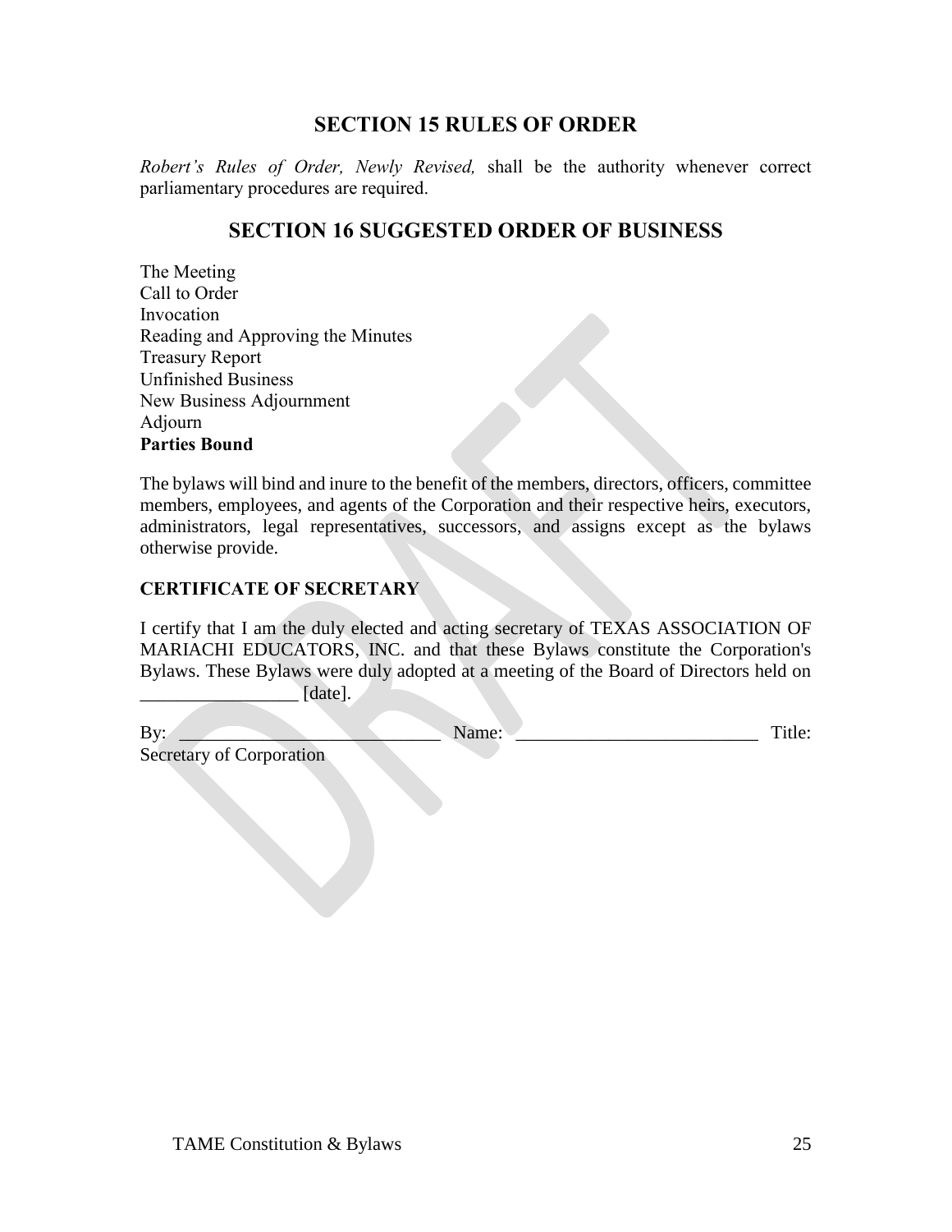## SECTION 15 RULES OF ORDER

*Robert's Rules of Order, Newly Revised,* shall be the authority whenever correct parliamentary procedures are required.

## SECTION 16 SUGGESTED ORDER OF BUSINESS

The Meeting
Call to Order
Invocation
Reading and Approving the Minutes
Treasury Report
Unfinished Business
New Business Adjournment
Adjourn
**Parties Bound**

The bylaws will bind and inure to the benefit of the members, directors, officers, committee members, employees, and agents of the Corporation and their respective heirs, executors, administrators, legal representatives, successors, and assigns except as the bylaws otherwise provide.

**CERTIFICATE OF SECRETARY**

I certify that I am the duly elected and acting secretary of TEXAS ASSOCIATION OF MARIACHI EDUCATORS, INC. and that these Bylaws constitute the Corporation's Bylaws. These Bylaws were duly adopted at a meeting of the Board of Directors held on _________________ [date].

By: ____________________________ Name: __________________________ Title: Secretary of Corporation